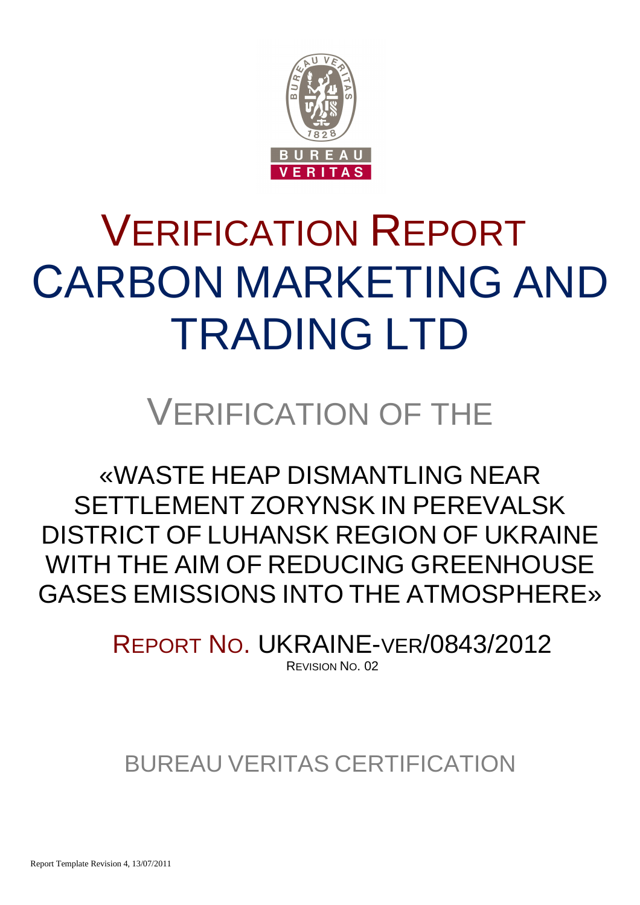# VERIFICATION REPORT CARBON MARKETING AND TRADING LTD

## VERIFICATION OF THE

«WASTE HEAP DISMANTLING NEAR SETTLEMENT ZORYNSK IN PEREVALSK DISTRICT OF LUHANSK REGION OF UKRAINE WITH THE AIM OF REDUCING GREENHOUSE GASES EMISSIONS INTO THE ATMOSPHERE»

REPORT NO. UKRAINE-VER/0843/2012

REVISION NO. 02

BUREAU VERITAS CERTIFICATION

Report Template Revision 4, 13/07/2011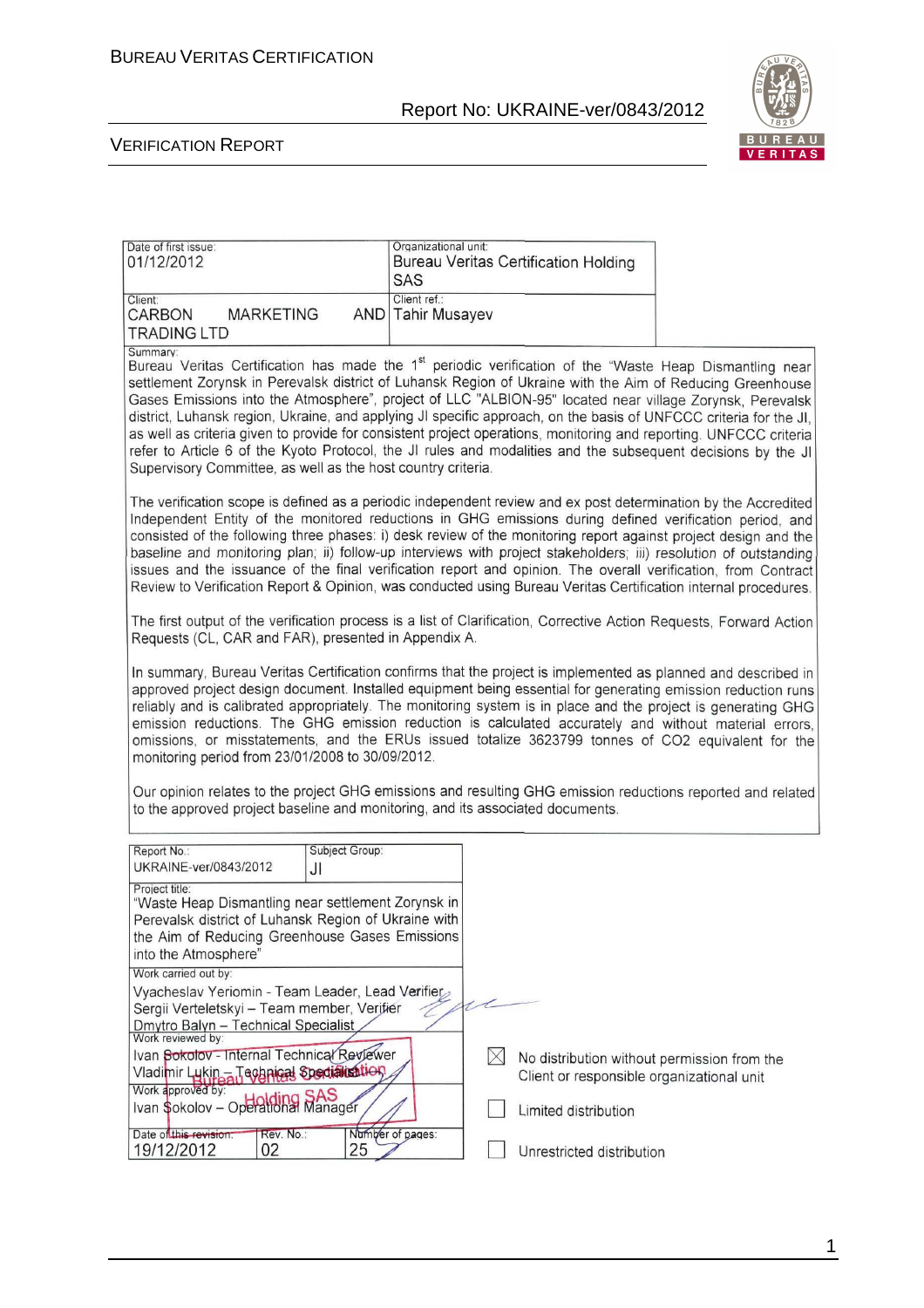| Date of first issue: 01/12/2012 | Organizational unit: Bureau Veritas Certification Holding SAS |
|---|---|
| Client: CARBON MARKETING AND TRADING LTD | Client ref.: Tahir Musayev |

Summary:
Bureau Veritas Certification has made the 1st periodic verification of the "Waste Heap Dismantling near settlement Zorynsk in Perevalsk district of Luhansk Region of Ukraine with the Aim of Reducing Greenhouse Gases Emissions into the Atmosphere", project of LLC "ALBION-95" located near village Zorynsk, Perevalsk district, Luhansk region, Ukraine, and applying JI specific approach, on the basis of UNFCCC criteria for the JI, as well as criteria given to provide for consistent project operations, monitoring and reporting. UNFCCC criteria refer to Article 6 of the Kyoto Protocol, the JI rules and modalities and the subsequent decisions by the JI Supervisory Committee, as well as the host country criteria.

The verification scope is defined as a periodic independent review and ex post determination by the Accredited Independent Entity of the monitored reductions in GHG emissions during defined verification period, and consisted of the following three phases: i) desk review of the monitoring report against project design and the baseline and monitoring plan; ii) follow-up interviews with project stakeholders; iii) resolution of outstanding issues and the issuance of the final verification report and opinion. The overall verification, from Contract Review to Verification Report & Opinion, was conducted using Bureau Veritas Certification internal procedures.

The first output of the verification process is a list of Clarification, Corrective Action Requests, Forward Action Requests (CL, CAR and FAR), presented in Appendix A.

In summary, Bureau Veritas Certification confirms that the project is implemented as planned and described in approved project design document. Installed equipment being essential for generating emission reduction runs reliably and is calibrated appropriately. The monitoring system is in place and the project is generating GHG emission reductions. The GHG emission reduction is calculated accurately and without material errors, omissions, or misstatements, and the ERUs issued totalize 3623799 tonnes of CO2 equivalent for the monitoring period from 23/01/2008 to 30/09/2012.

Our opinion relates to the project GHG emissions and resulting GHG emission reductions reported and related to the approved project baseline and monitoring, and its associated documents.

| Report No.: UKRAINE-ver/0843/2012 | Subject Group: JI | |
|---|---|---|
| Project title: "Waste Heap Dismantling near settlement Zorynsk in Perevalsk district of Luhansk Region of Ukraine with the Aim of Reducing Greenhouse Gases Emissions into the Atmosphere" | | |
| Work carried out by: Vyacheslav Yeriomin - Team Leader, Lead Verifier; Sergii Verteletskyi – Team member, Verifier; Dmytro Balyn – Technical Specialist | | |
| Work reviewed by: Ivan Sokolov - Internal Technical Reviewer; Vladimir Lukin – Technical Specialist | | |
| Work approved by: Ivan Sokolov – Operational Manager | | |
| Date of this revision: 19/12/2012 | Rev. No.: 02 | Number of pages: 25 |

☒ No distribution without permission from the Client or responsible organizational unit

☐ Limited distribution

☐ Unrestricted distribution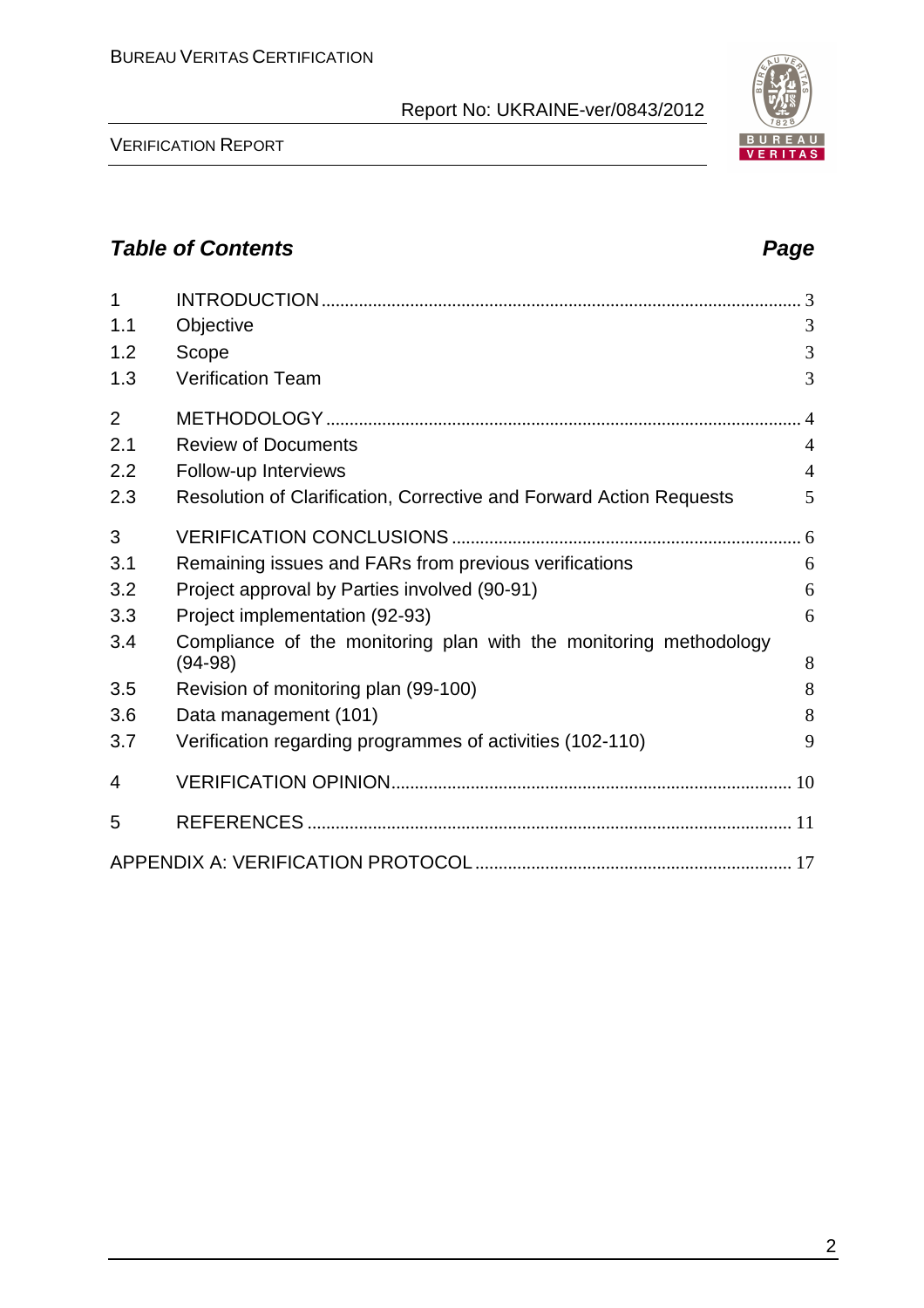## *Table of Contents* *Page*

| | | |
|---|---|---|
| 1 | INTRODUCTION | 3 |
| 1.1 | Objective | 3 |
| 1.2 | Scope | 3 |
| 1.3 | Verification Team | 3 |
| 2 | METHODOLOGY | 4 |
| 2.1 | Review of Documents | 4 |
| 2.2 | Follow-up Interviews | 4 |
| 2.3 | Resolution of Clarification, Corrective and Forward Action Requests | 5 |
| 3 | VERIFICATION CONCLUSIONS | 6 |
| 3.1 | Remaining issues and FARs from previous verifications | 6 |
| 3.2 | Project approval by Parties involved (90-91) | 6 |
| 3.3 | Project implementation (92-93) | 6 |
| 3.4 | Compliance of the monitoring plan with the monitoring methodology (94-98) | 8 |
| 3.5 | Revision of monitoring plan (99-100) | 8 |
| 3.6 | Data management (101) | 8 |
| 3.7 | Verification regarding programmes of activities (102-110) | 9 |
| 4 | VERIFICATION OPINION | 10 |
| 5 | REFERENCES | 11 |
| | APPENDIX A: VERIFICATION PROTOCOL | 17 |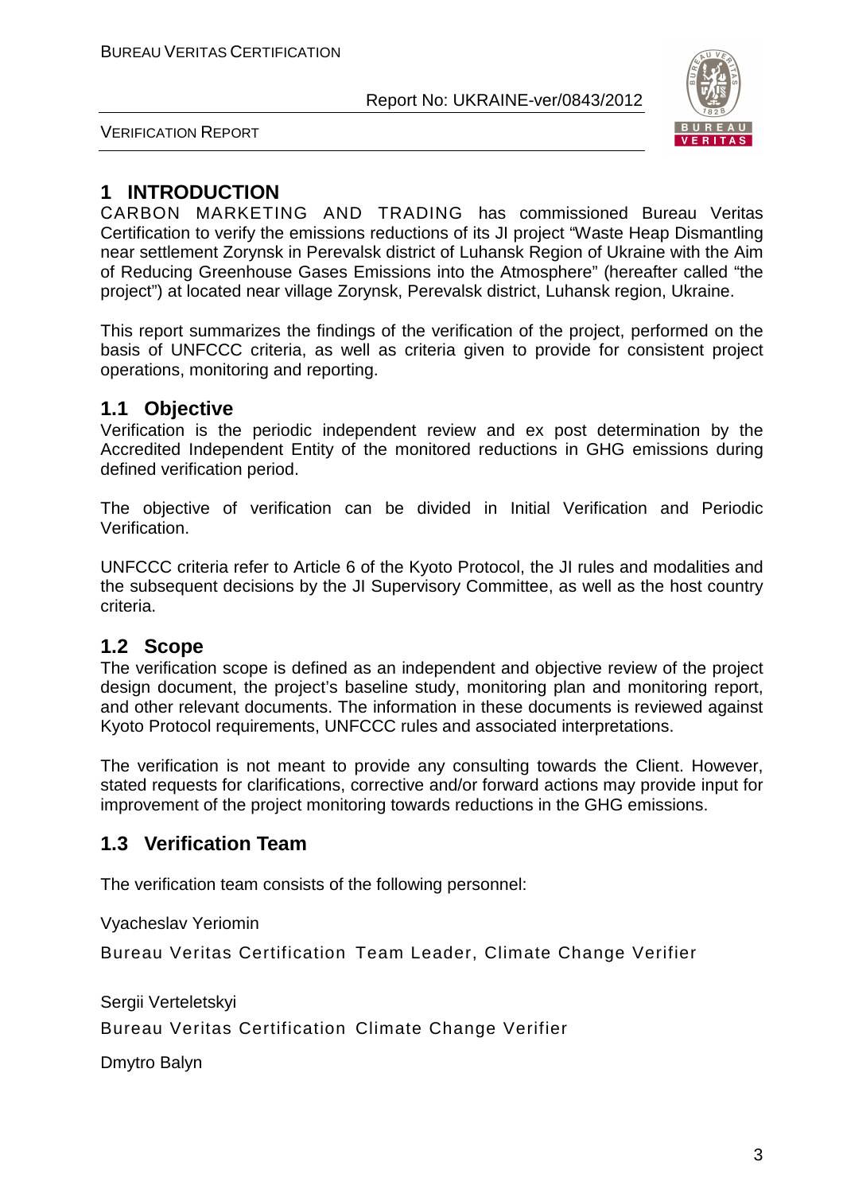# 1 INTRODUCTION

CARBON MARKETING AND TRADING has commissioned Bureau Veritas Certification to verify the emissions reductions of its JI project "Waste Heap Dismantling near settlement Zorynsk in Perevalsk district of Luhansk Region of Ukraine with the Aim of Reducing Greenhouse Gases Emissions into the Atmosphere" (hereafter called "the project") at located near village Zorynsk, Perevalsk district, Luhansk region, Ukraine.

This report summarizes the findings of the verification of the project, performed on the basis of UNFCCC criteria, as well as criteria given to provide for consistent project operations, monitoring and reporting.

## 1.1 Objective

Verification is the periodic independent review and ex post determination by the Accredited Independent Entity of the monitored reductions in GHG emissions during defined verification period.

The objective of verification can be divided in Initial Verification and Periodic Verification.

UNFCCC criteria refer to Article 6 of the Kyoto Protocol, the JI rules and modalities and the subsequent decisions by the JI Supervisory Committee, as well as the host country criteria.

## 1.2 Scope

The verification scope is defined as an independent and objective review of the project design document, the project's baseline study, monitoring plan and monitoring report, and other relevant documents. The information in these documents is reviewed against Kyoto Protocol requirements, UNFCCC rules and associated interpretations.

The verification is not meant to provide any consulting towards the Client. However, stated requests for clarifications, corrective and/or forward actions may provide input for improvement of the project monitoring towards reductions in the GHG emissions.

## 1.3 Verification Team

The verification team consists of the following personnel:

Vyacheslav Yeriomin
Bureau Veritas Certification Team Leader, Climate Change Verifier

Sergii Verteletskyi
Bureau Veritas Certification Climate Change Verifier

Dmytro Balyn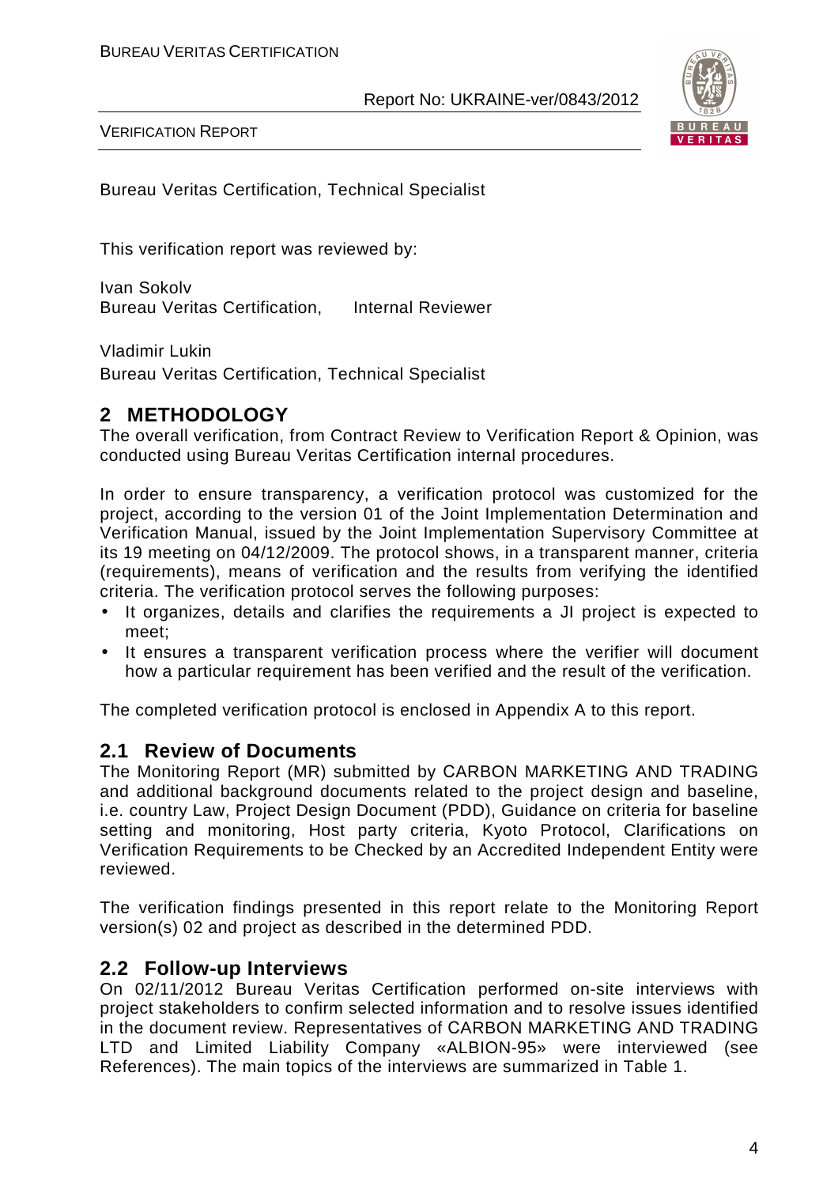Bureau Veritas Certification, Technical Specialist

This verification report was reviewed by:

Ivan Sokolv
Bureau Veritas Certification, Internal Reviewer

Vladimir Lukin
Bureau Veritas Certification, Technical Specialist

## 2 METHODOLOGY

The overall verification, from Contract Review to Verification Report & Opinion, was conducted using Bureau Veritas Certification internal procedures.

In order to ensure transparency, a verification protocol was customized for the project, according to the version 01 of the Joint Implementation Determination and Verification Manual, issued by the Joint Implementation Supervisory Committee at its 19 meeting on 04/12/2009. The protocol shows, in a transparent manner, criteria (requirements), means of verification and the results from verifying the identified criteria. The verification protocol serves the following purposes:

- It organizes, details and clarifies the requirements a JI project is expected to meet;
- It ensures a transparent verification process where the verifier will document how a particular requirement has been verified and the result of the verification.

The completed verification protocol is enclosed in Appendix A to this report.

### 2.1 Review of Documents

The Monitoring Report (MR) submitted by CARBON MARKETING AND TRADING and additional background documents related to the project design and baseline, i.e. country Law, Project Design Document (PDD), Guidance on criteria for baseline setting and monitoring, Host party criteria, Kyoto Protocol, Clarifications on Verification Requirements to be Checked by an Accredited Independent Entity were reviewed.

The verification findings presented in this report relate to the Monitoring Report version(s) 02 and project as described in the determined PDD.

### 2.2 Follow-up Interviews

On 02/11/2012 Bureau Veritas Certification performed on-site interviews with project stakeholders to confirm selected information and to resolve issues identified in the document review. Representatives of CARBON MARKETING AND TRADING LTD and Limited Liability Company «ALBION-95» were interviewed (see References). The main topics of the interviews are summarized in Table 1.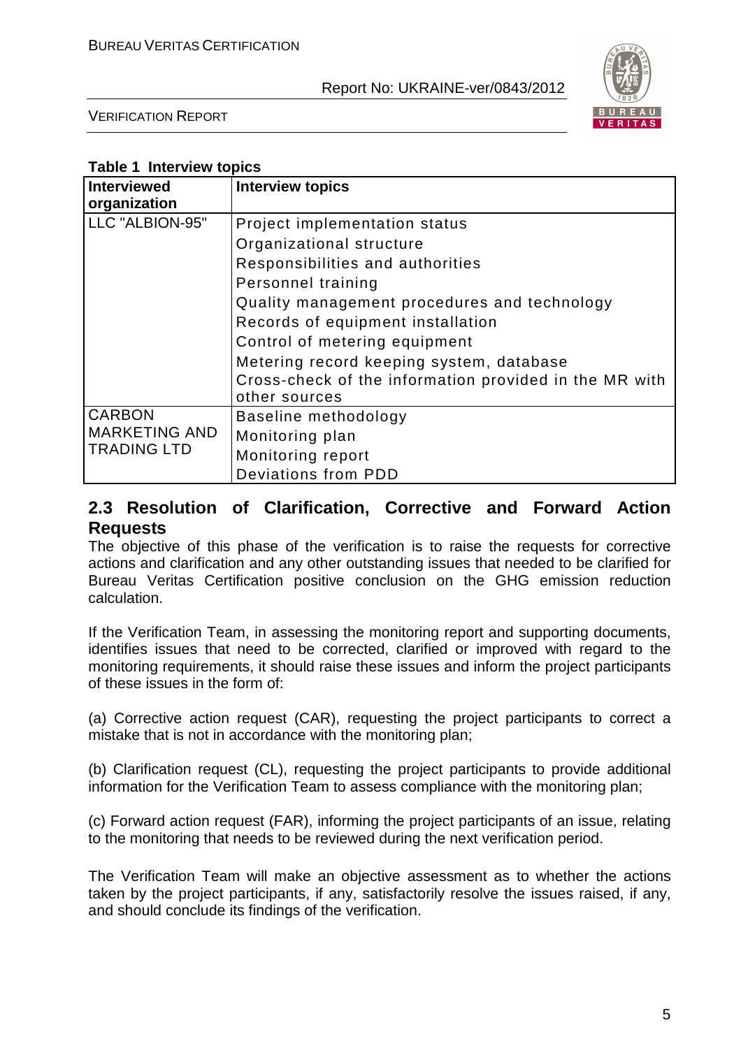**Table 1 Interview topics**

| Interviewed organization | Interview topics |
|---|---|
| LLC "ALBION-95" | Project implementation status<br>Organizational structure<br>Responsibilities and authorities<br>Personnel training<br>Quality management procedures and technology<br>Records of equipment installation<br>Control of metering equipment<br>Metering record keeping system, database<br>Cross-check of the information provided in the MR with other sources |
| CARBON MARKETING AND TRADING LTD | Baseline methodology<br>Monitoring plan<br>Monitoring report<br>Deviations from PDD |

## 2.3 Resolution of Clarification, Corrective and Forward Action Requests

The objective of this phase of the verification is to raise the requests for corrective actions and clarification and any other outstanding issues that needed to be clarified for Bureau Veritas Certification positive conclusion on the GHG emission reduction calculation.

If the Verification Team, in assessing the monitoring report and supporting documents, identifies issues that need to be corrected, clarified or improved with regard to the monitoring requirements, it should raise these issues and inform the project participants of these issues in the form of:

(a) Corrective action request (CAR), requesting the project participants to correct a mistake that is not in accordance with the monitoring plan;

(b) Clarification request (CL), requesting the project participants to provide additional information for the Verification Team to assess compliance with the monitoring plan;

(c) Forward action request (FAR), informing the project participants of an issue, relating to the monitoring that needs to be reviewed during the next verification period.

The Verification Team will make an objective assessment as to whether the actions taken by the project participants, if any, satisfactorily resolve the issues raised, if any, and should conclude its findings of the verification.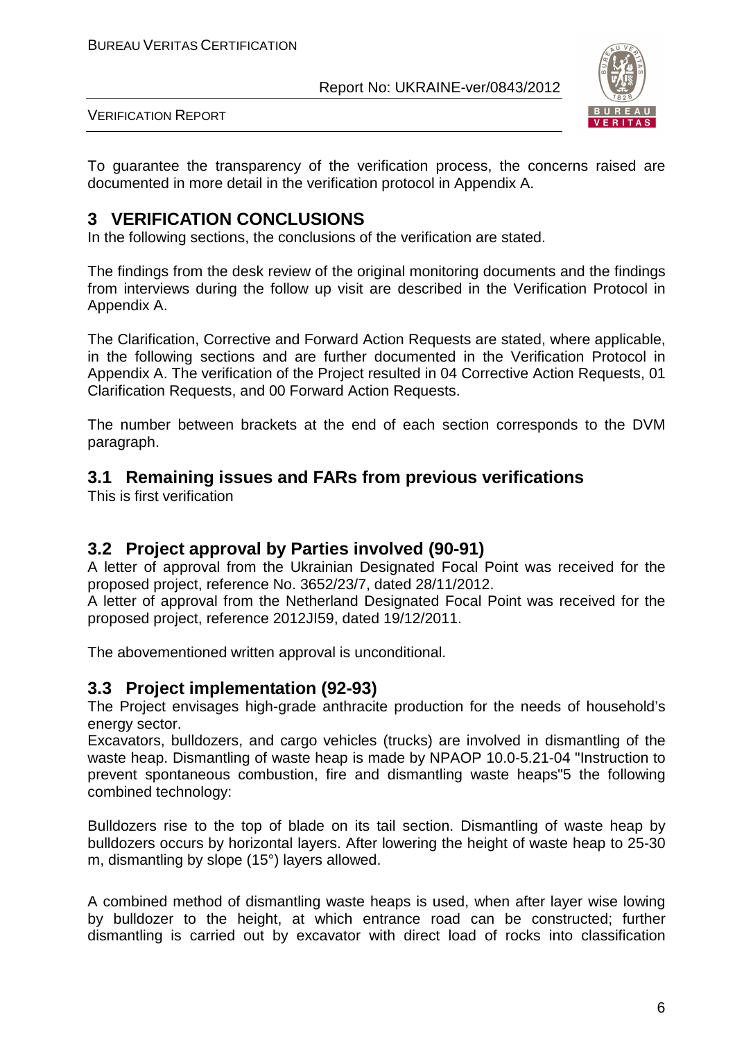To guarantee the transparency of the verification process, the concerns raised are documented in more detail in the verification protocol in Appendix A.

# 3 VERIFICATION CONCLUSIONS

In the following sections, the conclusions of the verification are stated.

The findings from the desk review of the original monitoring documents and the findings from interviews during the follow up visit are described in the Verification Protocol in Appendix A.

The Clarification, Corrective and Forward Action Requests are stated, where applicable, in the following sections and are further documented in the Verification Protocol in Appendix A. The verification of the Project resulted in 04 Corrective Action Requests, 01 Clarification Requests, and 00 Forward Action Requests.

The number between brackets at the end of each section corresponds to the DVM paragraph.

## 3.1 Remaining issues and FARs from previous verifications

This is first verification

## 3.2 Project approval by Parties involved (90-91)

A letter of approval from the Ukrainian Designated Focal Point was received for the proposed project, reference No. 3652/23/7, dated 28/11/2012.
A letter of approval from the Netherland Designated Focal Point was received for the proposed project, reference 2012JI59, dated 19/12/2011.

The abovementioned written approval is unconditional.

## 3.3 Project implementation (92-93)

The Project envisages high-grade anthracite production for the needs of household's energy sector.
Excavators, bulldozers, and cargo vehicles (trucks) are involved in dismantling of the waste heap. Dismantling of waste heap is made by NPAOP 10.0-5.21-04 "Instruction to prevent spontaneous combustion, fire and dismantling waste heaps"5 the following combined technology:

Bulldozers rise to the top of blade on its tail section. Dismantling of waste heap by bulldozers occurs by horizontal layers. After lowering the height of waste heap to 25-30 m, dismantling by slope (15°) layers allowed.

A combined method of dismantling waste heaps is used, when after layer wise lowing by bulldozer to the height, at which entrance road can be constructed; further dismantling is carried out by excavator with direct load of rocks into classification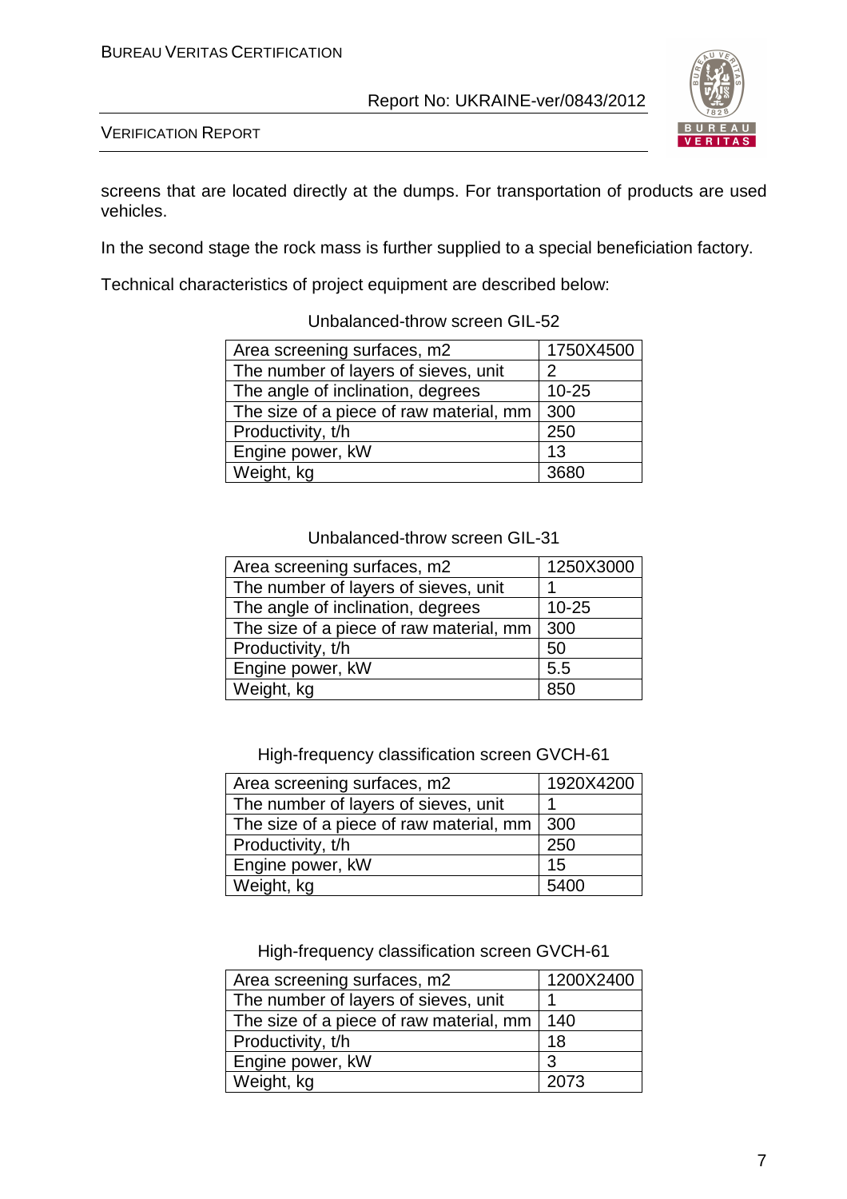screens that are located directly at the dumps. For transportation of products are used vehicles.

In the second stage the rock mass is further supplied to a special beneficiation factory.

Technical characteristics of project equipment are described below:

Unbalanced-throw screen GIL-52

| Area screening surfaces, m2 | 1750X4500 |
|---|---|
| The number of layers of sieves, unit | 2 |
| The angle of inclination, degrees | 10-25 |
| The size of a piece of raw material, mm | 300 |
| Productivity, t/h | 250 |
| Engine power, kW | 13 |
| Weight, kg | 3680 |

Unbalanced-throw screen GIL-31

| Area screening surfaces, m2 | 1250X3000 |
|---|---|
| The number of layers of sieves, unit | 1 |
| The angle of inclination, degrees | 10-25 |
| The size of a piece of raw material, mm | 300 |
| Productivity, t/h | 50 |
| Engine power, kW | 5.5 |
| Weight, kg | 850 |

High-frequency classification screen GVCH-61

| Area screening surfaces, m2 | 1920X4200 |
|---|---|
| The number of layers of sieves, unit | 1 |
| The size of a piece of raw material, mm | 300 |
| Productivity, t/h | 250 |
| Engine power, kW | 15 |
| Weight, kg | 5400 |

High-frequency classification screen GVCH-61

| Area screening surfaces, m2 | 1200X2400 |
|---|---|
| The number of layers of sieves, unit | 1 |
| The size of a piece of raw material, mm | 140 |
| Productivity, t/h | 18 |
| Engine power, kW | 3 |
| Weight, kg | 2073 |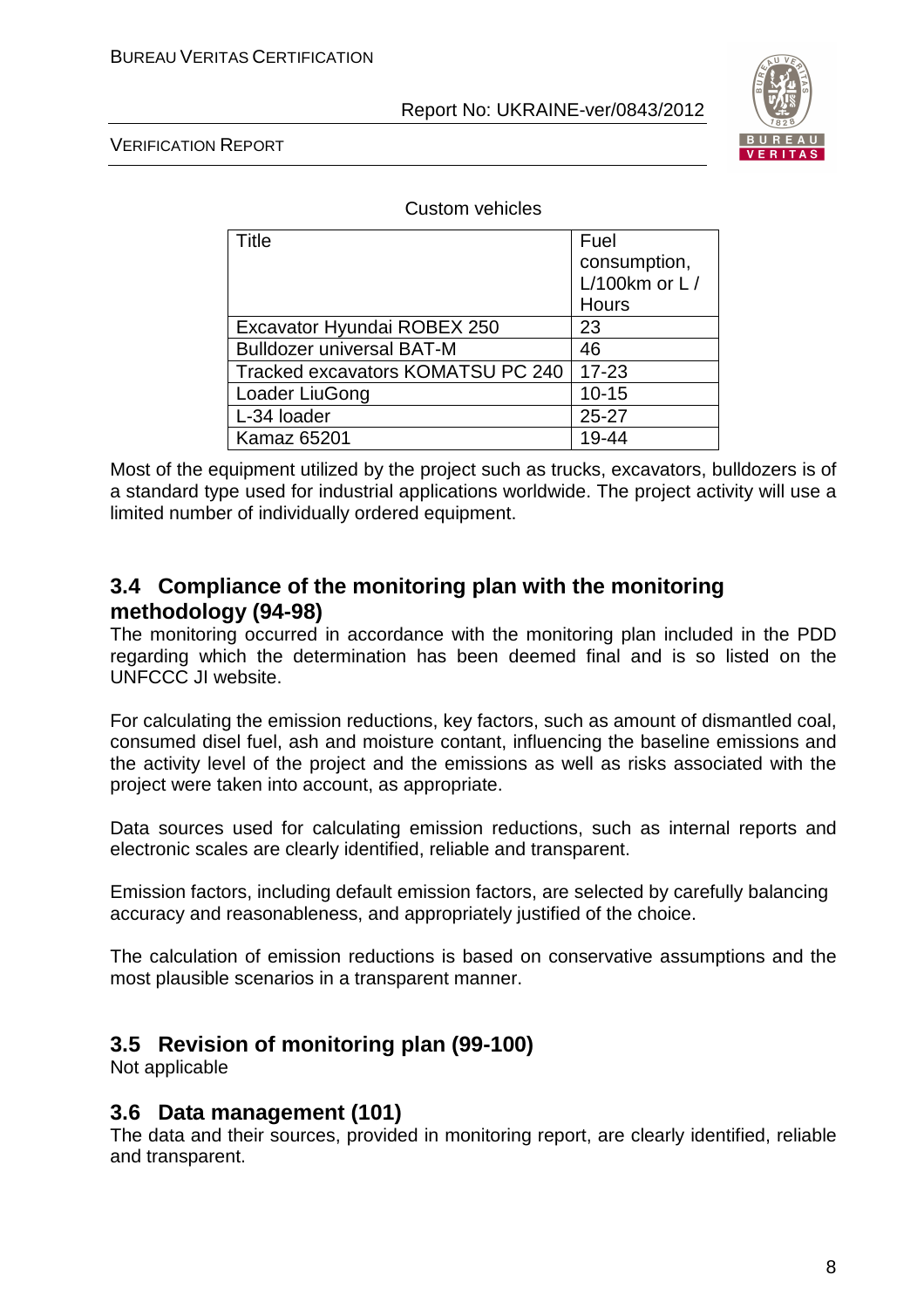Custom vehicles

| Title | Fuel consumption, L/100km or L / Hours |
|---|---|
| Excavator Hyundai ROBEX 250 | 23 |
| Bulldozer universal BAT-M | 46 |
| Tracked excavators KOMATSU PC 240 | 17-23 |
| Loader LiuGong | 10-15 |
| L-34 loader | 25-27 |
| Kamaz 65201 | 19-44 |

Most of the equipment utilized by the project such as trucks, excavators, bulldozers is of a standard type used for industrial applications worldwide. The project activity will use a limited number of individually ordered equipment.

## 3.4 Compliance of the monitoring plan with the monitoring methodology (94-98)

The monitoring occurred in accordance with the monitoring plan included in the PDD regarding which the determination has been deemed final and is so listed on the UNFCCC JI website.

For calculating the emission reductions, key factors, such as amount of dismantled coal, consumed disel fuel, ash and moisture contant, influencing the baseline emissions and the activity level of the project and the emissions as well as risks associated with the project were taken into account, as appropriate.

Data sources used for calculating emission reductions, such as internal reports and electronic scales are clearly identified, reliable and transparent.

Emission factors, including default emission factors, are selected by carefully balancing accuracy and reasonableness, and appropriately justified of the choice.

The calculation of emission reductions is based on conservative assumptions and the most plausible scenarios in a transparent manner.

## 3.5 Revision of monitoring plan (99-100)

Not applicable

## 3.6 Data management (101)

The data and their sources, provided in monitoring report, are clearly identified, reliable and transparent.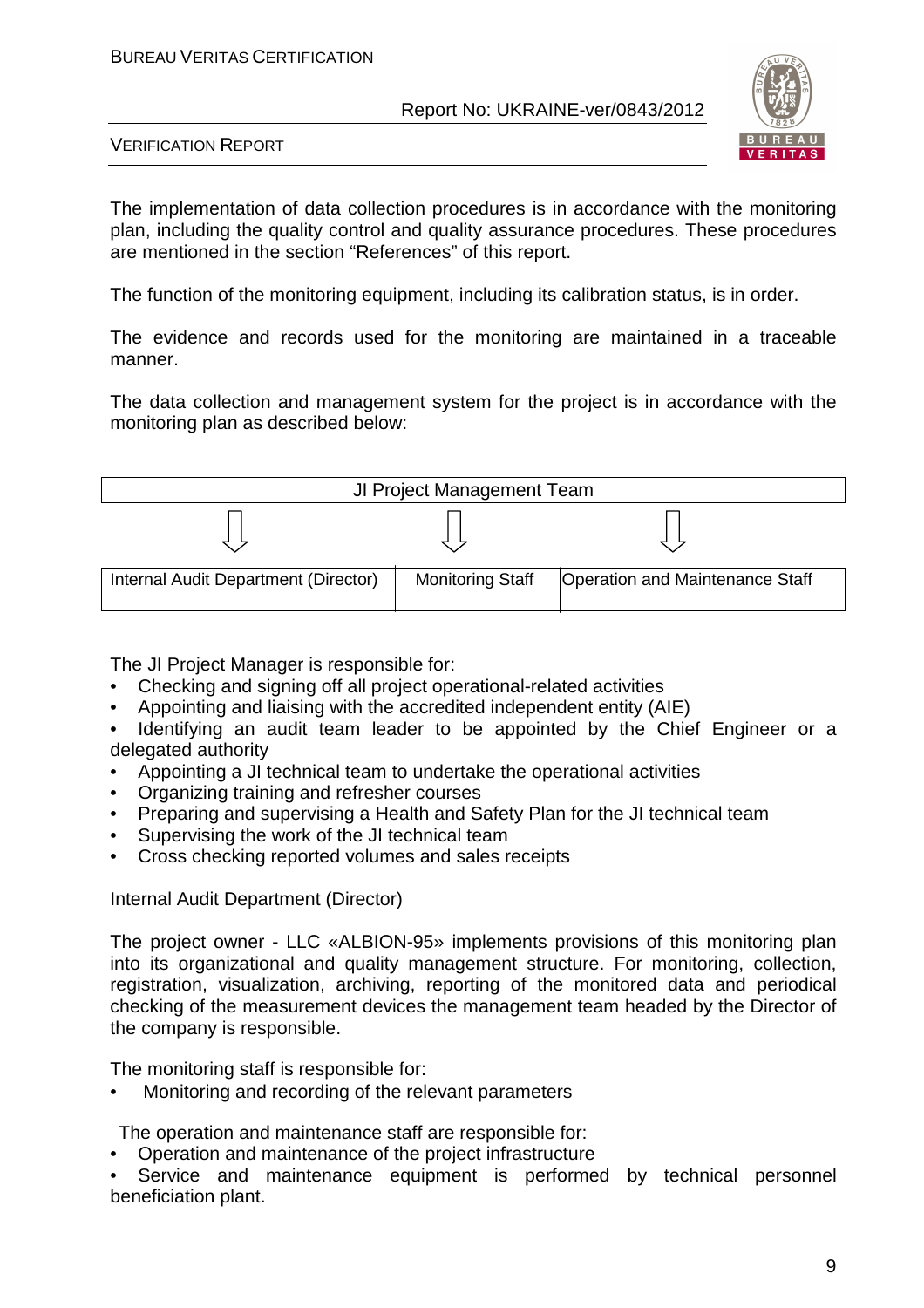The implementation of data collection procedures is in accordance with the monitoring plan, including the quality control and quality assurance procedures. These procedures are mentioned in the section "References" of this report.

The function of the monitoring equipment, including its calibration status, is in order.

The evidence and records used for the monitoring are maintained in a traceable manner.

The data collection and management system for the project is in accordance with the monitoring plan as described below:

| JI Project Management Team | | |
|---|---|---|
| ⇩ | ⇩ | ⇩ |
| Internal Audit Department (Director) | Monitoring Staff | Operation and Maintenance Staff |

The JI Project Manager is responsible for:

- Checking and signing off all project operational-related activities
- Appointing and liaising with the accredited independent entity (AIE)
- Identifying an audit team leader to be appointed by the Chief Engineer or a delegated authority
- Appointing a JI technical team to undertake the operational activities
- Organizing training and refresher courses
- Preparing and supervising a Health and Safety Plan for the JI technical team
- Supervising the work of the JI technical team
- Cross checking reported volumes and sales receipts

Internal Audit Department (Director)

The project owner - LLC «ALBION-95» implements provisions of this monitoring plan into its organizational and quality management structure. For monitoring, collection, registration, visualization, archiving, reporting of the monitored data and periodical checking of the measurement devices the management team headed by the Director of the company is responsible.

The monitoring staff is responsible for:

- Monitoring and recording of the relevant parameters

The operation and maintenance staff are responsible for:

- Operation and maintenance of the project infrastructure
- Service and maintenance equipment is performed by technical personnel beneficiation plant.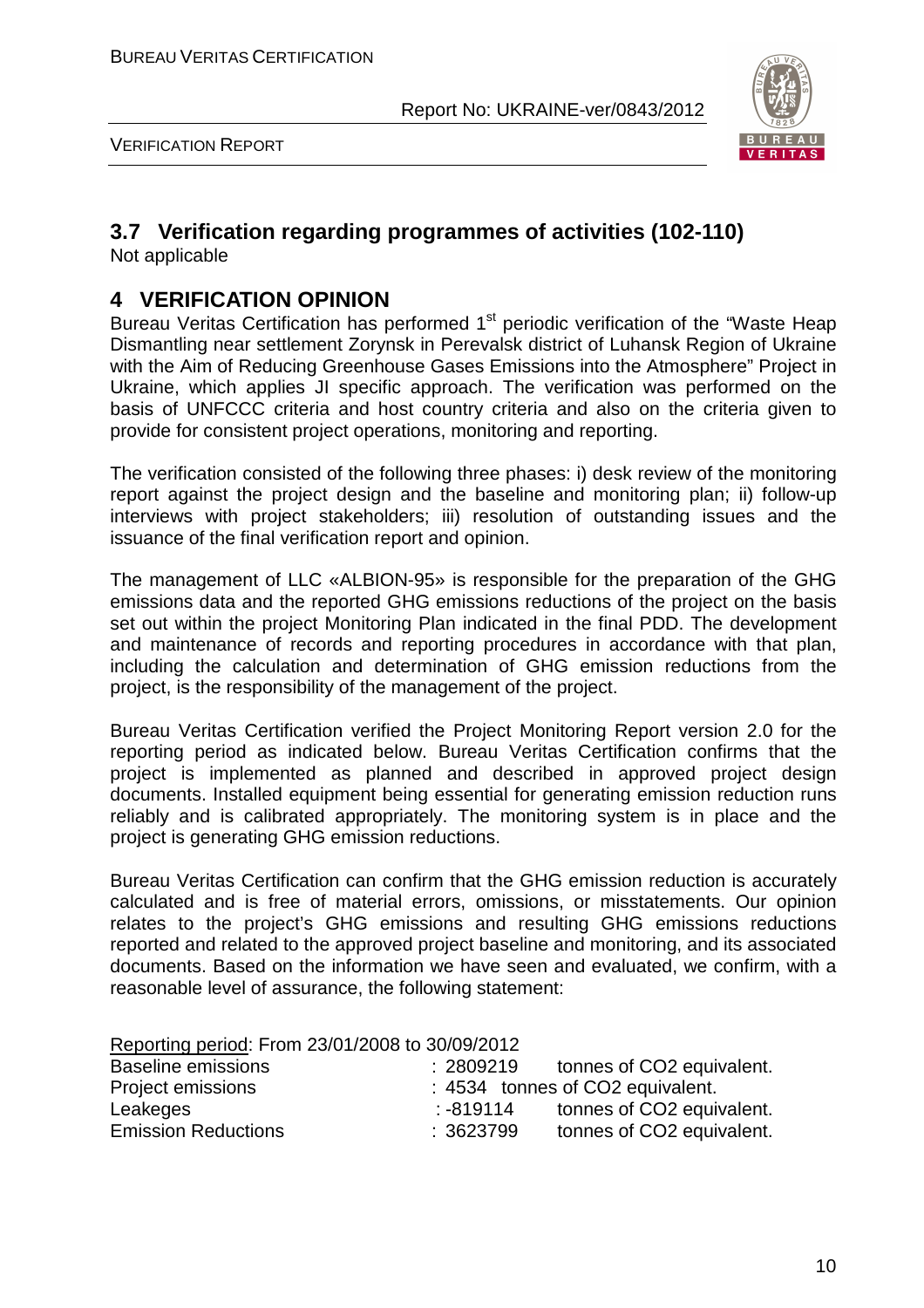## 3.7 Verification regarding programmes of activities (102-110)

Not applicable

# 4 VERIFICATION OPINION

Bureau Veritas Certification has performed 1st periodic verification of the "Waste Heap Dismantling near settlement Zorynsk in Perevalsk district of Luhansk Region of Ukraine with the Aim of Reducing Greenhouse Gases Emissions into the Atmosphere" Project in Ukraine, which applies JI specific approach. The verification was performed on the basis of UNFCCC criteria and host country criteria and also on the criteria given to provide for consistent project operations, monitoring and reporting.

The verification consisted of the following three phases: i) desk review of the monitoring report against the project design and the baseline and monitoring plan; ii) follow-up interviews with project stakeholders; iii) resolution of outstanding issues and the issuance of the final verification report and opinion.

The management of LLC «ALBION-95» is responsible for the preparation of the GHG emissions data and the reported GHG emissions reductions of the project on the basis set out within the project Monitoring Plan indicated in the final PDD. The development and maintenance of records and reporting procedures in accordance with that plan, including the calculation and determination of GHG emission reductions from the project, is the responsibility of the management of the project.

Bureau Veritas Certification verified the Project Monitoring Report version 2.0 for the reporting period as indicated below. Bureau Veritas Certification confirms that the project is implemented as planned and described in approved project design documents. Installed equipment being essential for generating emission reduction runs reliably and is calibrated appropriately. The monitoring system is in place and the project is generating GHG emission reductions.

Bureau Veritas Certification can confirm that the GHG emission reduction is accurately calculated and is free of material errors, omissions, or misstatements. Our opinion relates to the project's GHG emissions and resulting GHG emissions reductions reported and related to the approved project baseline and monitoring, and its associated documents. Based on the information we have seen and evaluated, we confirm, with a reasonable level of assurance, the following statement:

Reporting period: From 23/01/2008 to 30/09/2012

| | | |
|---|---|---|
| Baseline emissions | : 2809219 | tonnes of CO2 equivalent. |
| Project emissions | : 4534 | tonnes of CO2 equivalent. |
| Leakeges | : -819114 | tonnes of CO2 equivalent. |
| Emission Reductions | : 3623799 | tonnes of CO2 equivalent. |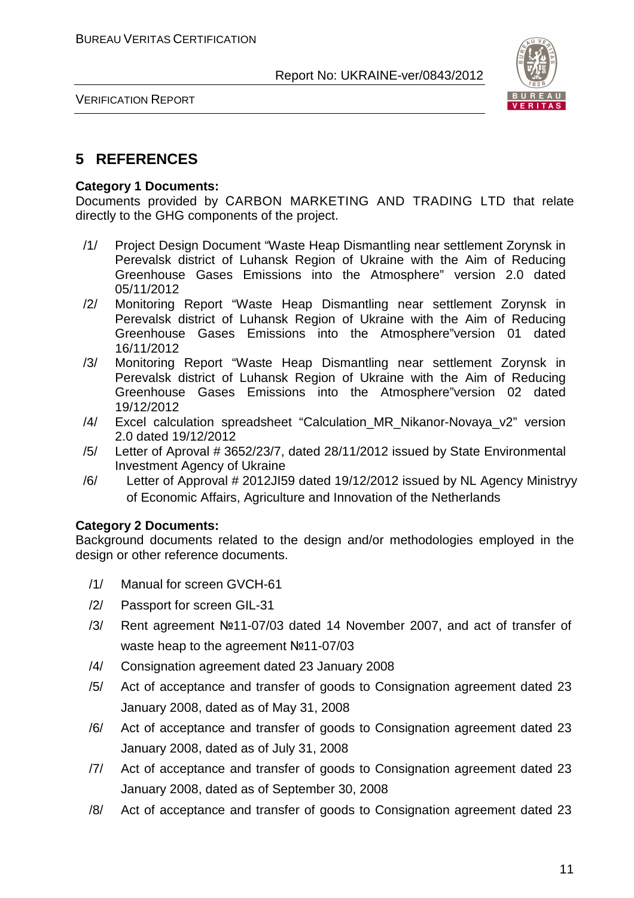# 5 REFERENCES

**Category 1 Documents:**

Documents provided by CARBON MARKETING AND TRADING LTD that relate directly to the GHG components of the project.

/1/ Project Design Document "Waste Heap Dismantling near settlement Zorynsk in Perevalsk district of Luhansk Region of Ukraine with the Aim of Reducing Greenhouse Gases Emissions into the Atmosphere" version 2.0 dated 05/11/2012

/2/ Monitoring Report "Waste Heap Dismantling near settlement Zorynsk in Perevalsk district of Luhansk Region of Ukraine with the Aim of Reducing Greenhouse Gases Emissions into the Atmosphere"version 01 dated 16/11/2012

/3/ Monitoring Report "Waste Heap Dismantling near settlement Zorynsk in Perevalsk district of Luhansk Region of Ukraine with the Aim of Reducing Greenhouse Gases Emissions into the Atmosphere"version 02 dated 19/12/2012

/4/ Excel calculation spreadsheet "Calculation_MR_Nikanor-Novaya_v2" version 2.0 dated 19/12/2012

/5/ Letter of Aproval # 3652/23/7, dated 28/11/2012 issued by State Environmental Investment Agency of Ukraine

/6/ Letter of Approval # 2012JI59 dated 19/12/2012 issued by NL Agency Ministryy of Economic Affairs, Agriculture and Innovation of the Netherlands

**Category 2 Documents:**

Background documents related to the design and/or methodologies employed in the design or other reference documents.

/1/ Manual for screen GVCH-61

/2/ Passport for screen GIL-31

/3/ Rent agreement №11-07/03 dated 14 November 2007, and act of transfer of waste heap to the agreement №11-07/03

/4/ Consignation agreement dated 23 January 2008

/5/ Act of acceptance and transfer of goods to Consignation agreement dated 23 January 2008, dated as of May 31, 2008

/6/ Act of acceptance and transfer of goods to Consignation agreement dated 23 January 2008, dated as of July 31, 2008

/7/ Act of acceptance and transfer of goods to Consignation agreement dated 23 January 2008, dated as of September 30, 2008

/8/ Act of acceptance and transfer of goods to Consignation agreement dated 23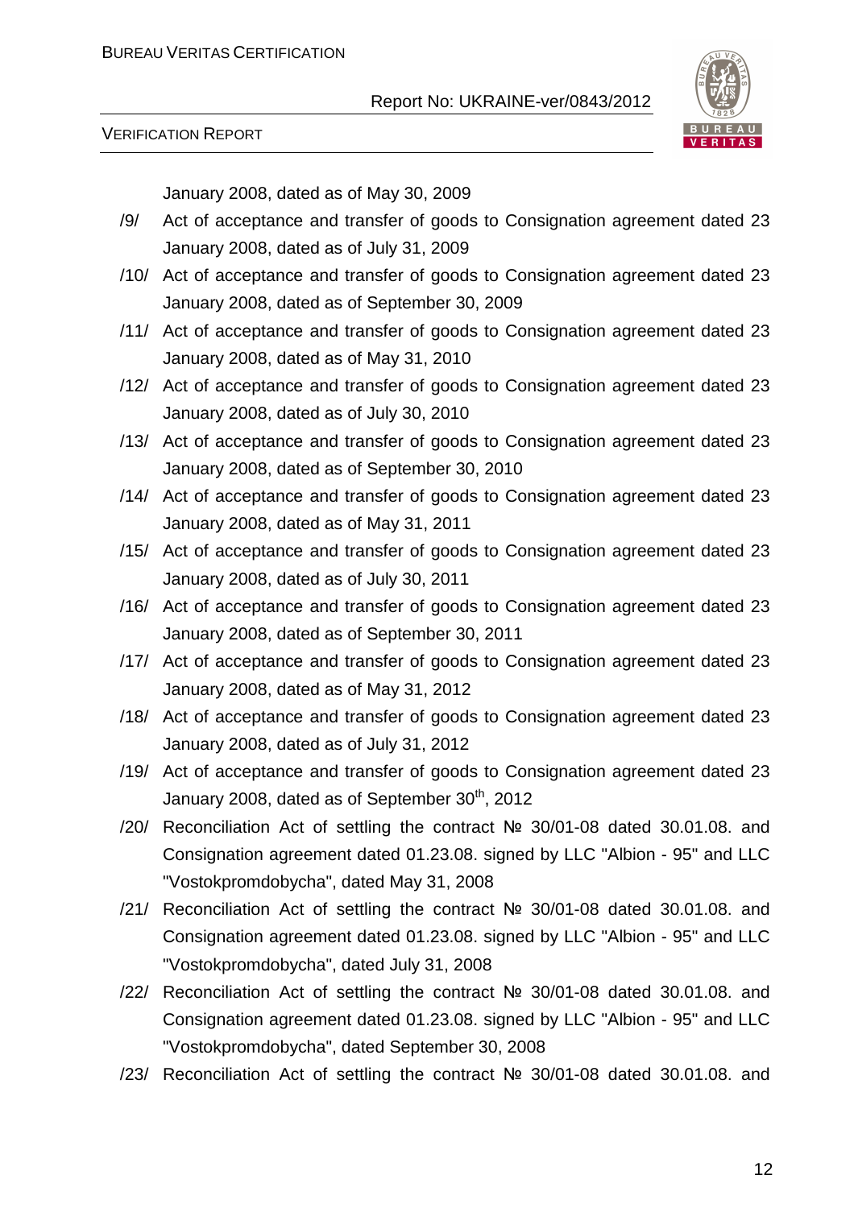January 2008, dated as of May 30, 2009

/9/ Act of acceptance and transfer of goods to Consignation agreement dated 23 January 2008, dated as of July 31, 2009

/10/ Act of acceptance and transfer of goods to Consignation agreement dated 23 January 2008, dated as of September 30, 2009

/11/ Act of acceptance and transfer of goods to Consignation agreement dated 23 January 2008, dated as of May 31, 2010

/12/ Act of acceptance and transfer of goods to Consignation agreement dated 23 January 2008, dated as of July 30, 2010

/13/ Act of acceptance and transfer of goods to Consignation agreement dated 23 January 2008, dated as of September 30, 2010

/14/ Act of acceptance and transfer of goods to Consignation agreement dated 23 January 2008, dated as of May 31, 2011

/15/ Act of acceptance and transfer of goods to Consignation agreement dated 23 January 2008, dated as of July 30, 2011

/16/ Act of acceptance and transfer of goods to Consignation agreement dated 23 January 2008, dated as of September 30, 2011

/17/ Act of acceptance and transfer of goods to Consignation agreement dated 23 January 2008, dated as of May 31, 2012

/18/ Act of acceptance and transfer of goods to Consignation agreement dated 23 January 2008, dated as of July 31, 2012

/19/ Act of acceptance and transfer of goods to Consignation agreement dated 23 January 2008, dated as of September 30th, 2012

/20/ Reconciliation Act of settling the contract № 30/01-08 dated 30.01.08. and Consignation agreement dated 01.23.08. signed by LLC "Albion - 95" and LLC "Vostokpromdobycha", dated May 31, 2008

/21/ Reconciliation Act of settling the contract № 30/01-08 dated 30.01.08. and Consignation agreement dated 01.23.08. signed by LLC "Albion - 95" and LLC "Vostokpromdobycha", dated July 31, 2008

/22/ Reconciliation Act of settling the contract № 30/01-08 dated 30.01.08. and Consignation agreement dated 01.23.08. signed by LLC "Albion - 95" and LLC "Vostokpromdobycha", dated September 30, 2008

/23/ Reconciliation Act of settling the contract № 30/01-08 dated 30.01.08. and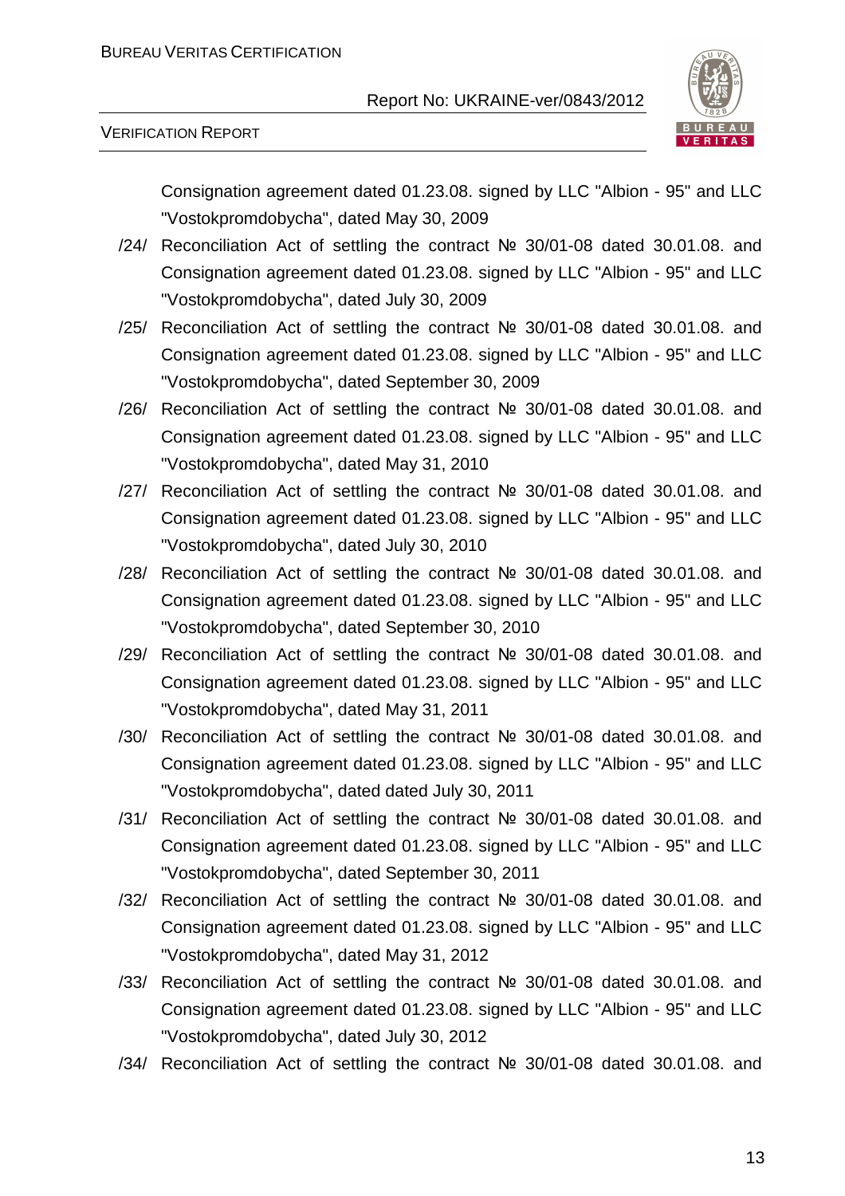Consignation agreement dated 01.23.08. signed by LLC "Albion - 95" and LLC "Vostokpromdobycha", dated May 30, 2009

/24/ Reconciliation Act of settling the contract № 30/01-08 dated 30.01.08. and Consignation agreement dated 01.23.08. signed by LLC "Albion - 95" and LLC "Vostokpromdobycha", dated July 30, 2009

/25/ Reconciliation Act of settling the contract № 30/01-08 dated 30.01.08. and Consignation agreement dated 01.23.08. signed by LLC "Albion - 95" and LLC "Vostokpromdobycha", dated September 30, 2009

/26/ Reconciliation Act of settling the contract № 30/01-08 dated 30.01.08. and Consignation agreement dated 01.23.08. signed by LLC "Albion - 95" and LLC "Vostokpromdobycha", dated May 31, 2010

/27/ Reconciliation Act of settling the contract № 30/01-08 dated 30.01.08. and Consignation agreement dated 01.23.08. signed by LLC "Albion - 95" and LLC "Vostokpromdobycha", dated July 30, 2010

/28/ Reconciliation Act of settling the contract № 30/01-08 dated 30.01.08. and Consignation agreement dated 01.23.08. signed by LLC "Albion - 95" and LLC "Vostokpromdobycha", dated September 30, 2010

/29/ Reconciliation Act of settling the contract № 30/01-08 dated 30.01.08. and Consignation agreement dated 01.23.08. signed by LLC "Albion - 95" and LLC "Vostokpromdobycha", dated May 31, 2011

/30/ Reconciliation Act of settling the contract № 30/01-08 dated 30.01.08. and Consignation agreement dated 01.23.08. signed by LLC "Albion - 95" and LLC "Vostokpromdobycha", dated dated July 30, 2011

/31/ Reconciliation Act of settling the contract № 30/01-08 dated 30.01.08. and Consignation agreement dated 01.23.08. signed by LLC "Albion - 95" and LLC "Vostokpromdobycha", dated September 30, 2011

/32/ Reconciliation Act of settling the contract № 30/01-08 dated 30.01.08. and Consignation agreement dated 01.23.08. signed by LLC "Albion - 95" and LLC "Vostokpromdobycha", dated May 31, 2012

/33/ Reconciliation Act of settling the contract № 30/01-08 dated 30.01.08. and Consignation agreement dated 01.23.08. signed by LLC "Albion - 95" and LLC "Vostokpromdobycha", dated July 30, 2012

/34/ Reconciliation Act of settling the contract № 30/01-08 dated 30.01.08. and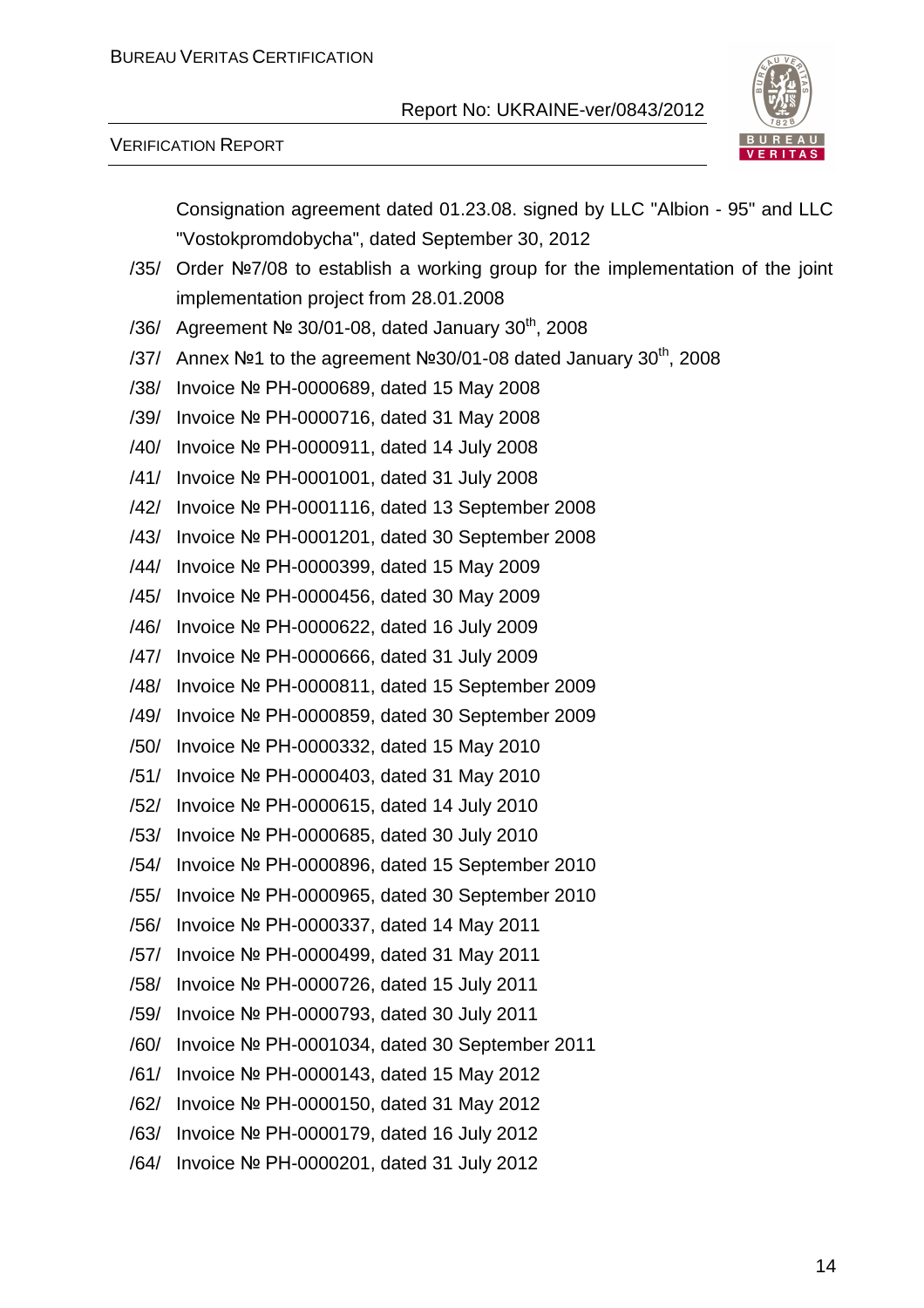Consignation agreement dated 01.23.08. signed by LLC "Albion - 95" and LLC "Vostokpromdobycha", dated September 30, 2012

/35/ Order №7/08 to establish a working group for the implementation of the joint implementation project from 28.01.2008

/36/ Agreement № 30/01-08, dated January 30th, 2008

/37/ Annex №1 to the agreement №30/01-08 dated January 30th, 2008

/38/ Invoice № РН-0000689, dated 15 May 2008

/39/ Invoice № РН-0000716, dated 31 May 2008

/40/ Invoice № РН-0000911, dated 14 July 2008

/41/ Invoice № РН-0001001, dated 31 July 2008

/42/ Invoice № РН-0001116, dated 13 September 2008

/43/ Invoice № РН-0001201, dated 30 September 2008

/44/ Invoice № РН-0000399, dated 15 May 2009

/45/ Invoice № РН-0000456, dated 30 May 2009

/46/ Invoice № РН-0000622, dated 16 July 2009

/47/ Invoice № РН-0000666, dated 31 July 2009

/48/ Invoice № РН-0000811, dated 15 September 2009

/49/ Invoice № РН-0000859, dated 30 September 2009

/50/ Invoice № РН-0000332, dated 15 May 2010

/51/ Invoice № РН-0000403, dated 31 May 2010

/52/ Invoice № РН-0000615, dated 14 July 2010

/53/ Invoice № РН-0000685, dated 30 July 2010

/54/ Invoice № РН-0000896, dated 15 September 2010

/55/ Invoice № РН-0000965, dated 30 September 2010

/56/ Invoice № РН-0000337, dated 14 May 2011

/57/ Invoice № РН-0000499, dated 31 May 2011

/58/ Invoice № РН-0000726, dated 15 July 2011

/59/ Invoice № РН-0000793, dated 30 July 2011

/60/ Invoice № РН-0001034, dated 30 September 2011

/61/ Invoice № РН-0000143, dated 15 May 2012

/62/ Invoice № РН-0000150, dated 31 May 2012

/63/ Invoice № РН-0000179, dated 16 July 2012

/64/ Invoice № РН-0000201, dated 31 July 2012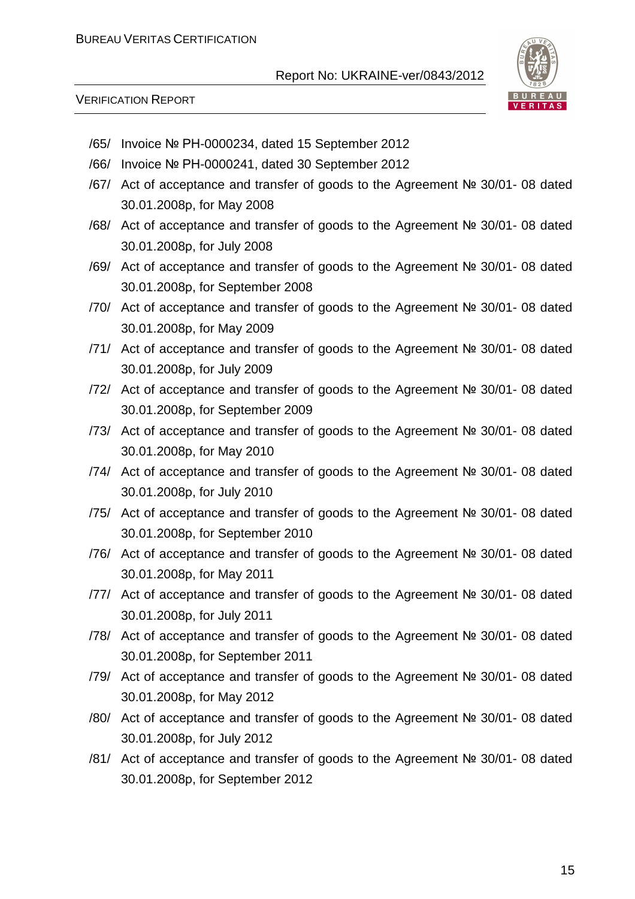/65/ Invoice № PH-0000234, dated 15 September 2012

/66/ Invoice № PH-0000241, dated 30 September 2012

/67/ Act of acceptance and transfer of goods to the Agreement № 30/01- 08 dated 30.01.2008р, for May 2008

/68/ Act of acceptance and transfer of goods to the Agreement № 30/01- 08 dated 30.01.2008р, for July 2008

/69/ Act of acceptance and transfer of goods to the Agreement № 30/01- 08 dated 30.01.2008р, for September 2008

/70/ Act of acceptance and transfer of goods to the Agreement № 30/01- 08 dated 30.01.2008р, for May 2009

/71/ Act of acceptance and transfer of goods to the Agreement № 30/01- 08 dated 30.01.2008р, for July 2009

/72/ Act of acceptance and transfer of goods to the Agreement № 30/01- 08 dated 30.01.2008р, for September 2009

/73/ Act of acceptance and transfer of goods to the Agreement № 30/01- 08 dated 30.01.2008р, for May 2010

/74/ Act of acceptance and transfer of goods to the Agreement № 30/01- 08 dated 30.01.2008р, for July 2010

/75/ Act of acceptance and transfer of goods to the Agreement № 30/01- 08 dated 30.01.2008р, for September 2010

/76/ Act of acceptance and transfer of goods to the Agreement № 30/01- 08 dated 30.01.2008р, for May 2011

/77/ Act of acceptance and transfer of goods to the Agreement № 30/01- 08 dated 30.01.2008р, for July 2011

/78/ Act of acceptance and transfer of goods to the Agreement № 30/01- 08 dated 30.01.2008р, for September 2011

/79/ Act of acceptance and transfer of goods to the Agreement № 30/01- 08 dated 30.01.2008р, for May 2012

/80/ Act of acceptance and transfer of goods to the Agreement № 30/01- 08 dated 30.01.2008р, for July 2012

/81/ Act of acceptance and transfer of goods to the Agreement № 30/01- 08 dated 30.01.2008р, for September 2012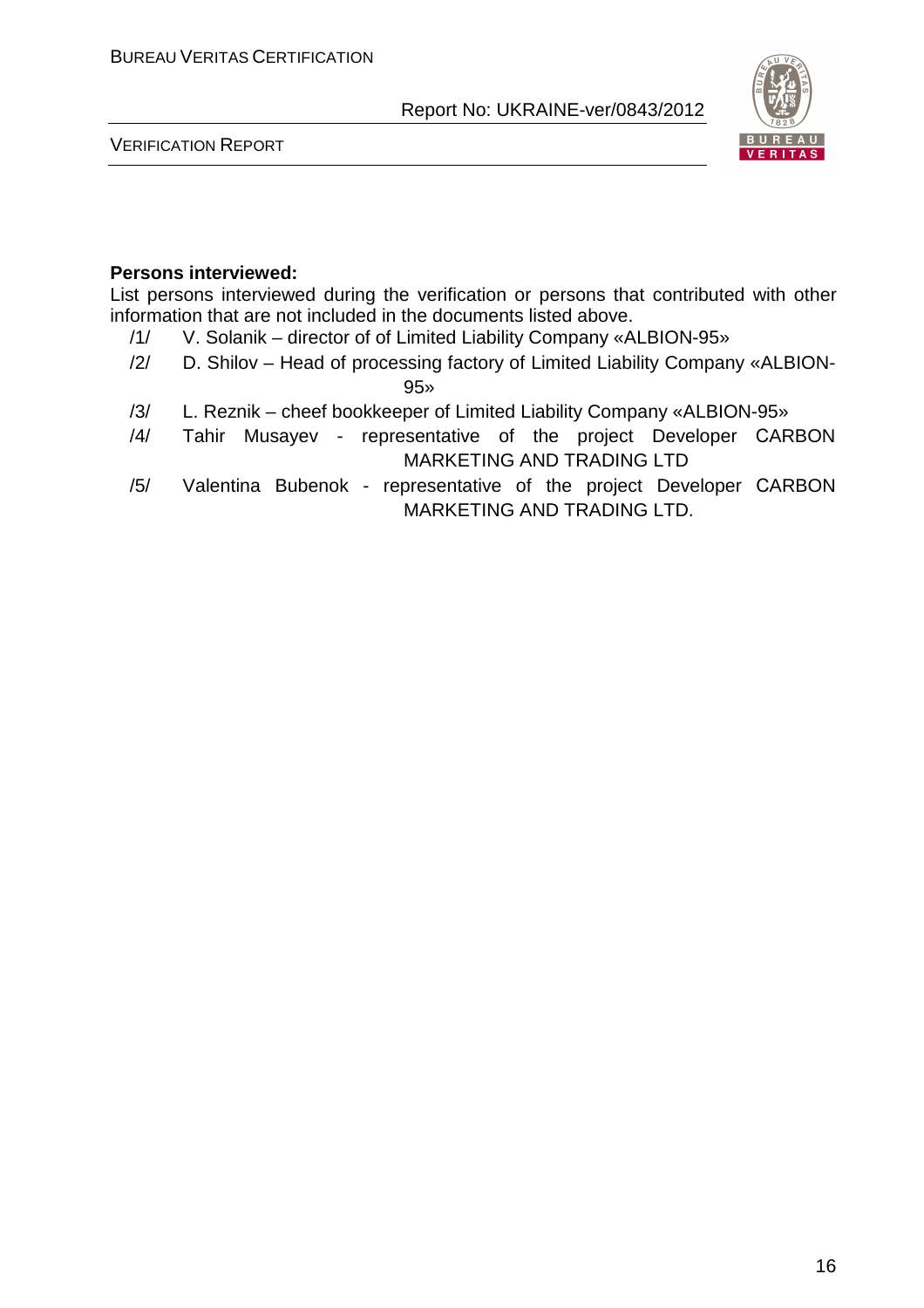**Persons interviewed:**

List persons interviewed during the verification or persons that contributed with other information that are not included in the documents listed above.

/1/ V. Solanik – director of of Limited Liability Company «ALBION-95»

/2/ D. Shilov – Head of processing factory of Limited Liability Company «ALBION-95»

/3/ L. Reznik – cheef bookkeeper of Limited Liability Company «ALBION-95»

/4/ Tahir Musayev - representative of the project Developer CARBON MARKETING AND TRADING LTD

/5/ Valentina Bubenok - representative of the project Developer CARBON MARKETING AND TRADING LTD.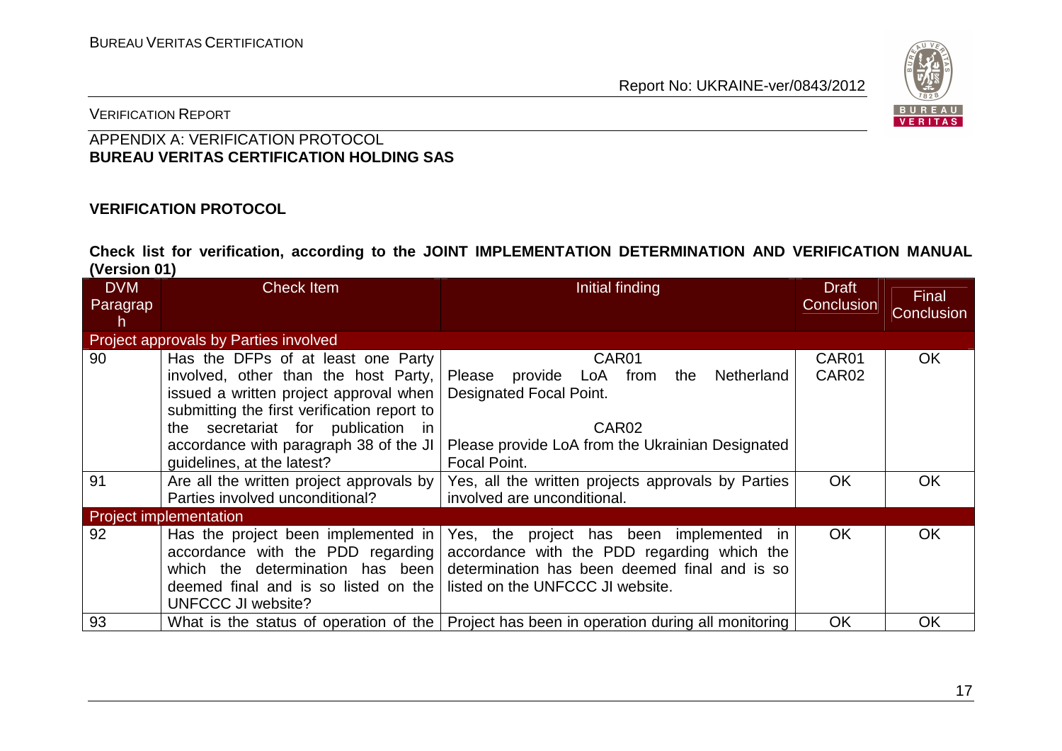## APPENDIX A: VERIFICATION PROTOCOL
**BUREAU VERITAS CERTIFICATION HOLDING SAS**

### VERIFICATION PROTOCOL

**Check list for verification, according to the JOINT IMPLEMENTATION DETERMINATION AND VERIFICATION MANUAL (Version 01)**

| DVM Paragraph | Check Item | Initial finding | Draft Conclusion | Final Conclusion |
|---|---|---|---|---|
| Project approvals by Parties involved | | | | |
| 90 | Has the DFPs of at least one Party involved, other than the host Party, issued a written project approval when submitting the first verification report to the secretariat for publication in accordance with paragraph 38 of the JI guidelines, at the latest? | CAR01<br>Please provide LoA from the Netherland Designated Focal Point.<br><br>CAR02<br>Please provide LoA from the Ukrainian Designated Focal Point. | CAR01<br>CAR02 | OK |
| 91 | Are all the written project approvals by Parties involved unconditional? | Yes, all the written projects approvals by Parties involved are unconditional. | OK | OK |
| Project implementation | | | | |
| 92 | Has the project been implemented in accordance with the PDD regarding which the determination has been deemed final and is so listed on the UNFCCC JI website? | Yes, the project has been implemented in accordance with the PDD regarding which the determination has been deemed final and is so listed on the UNFCCC JI website. | OK | OK |
| 93 | What is the status of operation of the | Project has been in operation during all monitoring | OK | OK |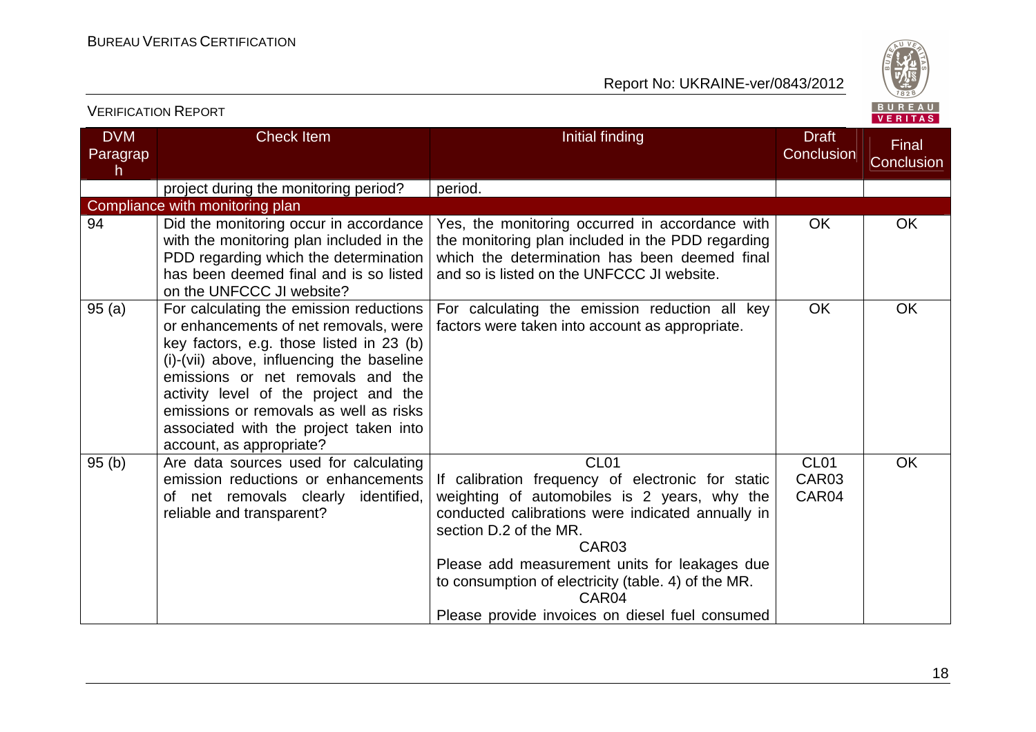| DVM Paragraph | Check Item | Initial finding | Draft Conclusion | Final Conclusion |
|---|---|---|---|---|
| | project during the monitoring period? | period. | | |
| Compliance with monitoring plan | | | | |
| 94 | Did the monitoring occur in accordance with the monitoring plan included in the PDD regarding which the determination has been deemed final and is so listed on the UNFCCC JI website? | Yes, the monitoring occurred in accordance with the monitoring plan included in the PDD regarding which the determination has been deemed final and so is listed on the UNFCCC JI website. | OK | OK |
| 95 (a) | For calculating the emission reductions or enhancements of net removals, were key factors, e.g. those listed in 23 (b) (i)-(vii) above, influencing the baseline emissions or net removals and the activity level of the project and the emissions or removals as well as risks associated with the project taken into account, as appropriate? | For calculating the emission reduction all key factors were taken into account as appropriate. | OK | OK |
| 95 (b) | Are data sources used for calculating emission reductions or enhancements of net removals clearly identified, reliable and transparent? | CL01<br>If calibration frequency of electronic for static weighting of automobiles is 2 years, why the conducted calibrations were indicated annually in section D.2 of the MR.<br>CAR03<br>Please add measurement units for leakages due to consumption of electricity (table. 4) of the MR.<br>CAR04<br>Please provide invoices on diesel fuel consumed | CL01<br>CAR03<br>CAR04 | OK |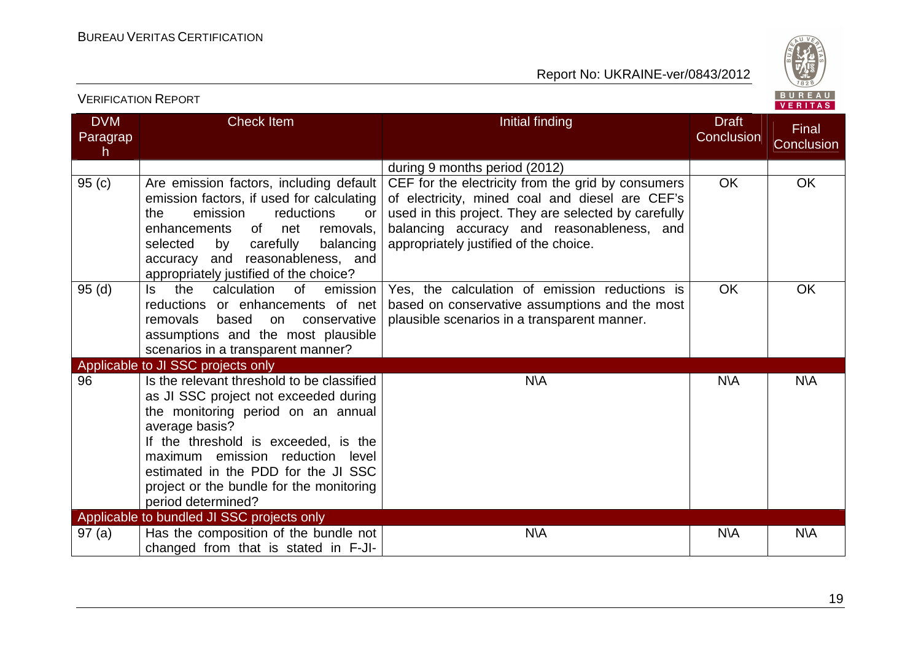| DVM Paragraph | Check Item | Initial finding | Draft Conclusion | Final Conclusion |
|---|---|---|---|---|
| | | during 9 months period (2012) | | |
| 95 (c) | Are emission factors, including default emission factors, if used for calculating the emission reductions or enhancements of net removals, selected by carefully balancing accuracy and reasonableness, and appropriately justified of the choice? | CEF for the electricity from the grid by consumers of electricity, mined coal and diesel are CEF's used in this project. They are selected by carefully balancing accuracy and reasonableness, and appropriately justified of the choice. | OK | OK |
| 95 (d) | Is the calculation of emission reductions or enhancements of net removals based on conservative assumptions and the most plausible scenarios in a transparent manner? | Yes, the calculation of emission reductions is based on conservative assumptions and the most plausible scenarios in a transparent manner. | OK | OK |
| Applicable to JI SSC projects only | | | | |
| 96 | Is the relevant threshold to be classified as JI SSC project not exceeded during the monitoring period on an annual average basis?<br>If the threshold is exceeded, is the maximum emission reduction level estimated in the PDD for the JI SSC project or the bundle for the monitoring period determined? | N\A | N\A | N\A |
| Applicable to bundled JI SSC projects only | | | | |
| 97 (a) | Has the composition of the bundle not changed from that is stated in F-JI- | N\A | N\A | N\A |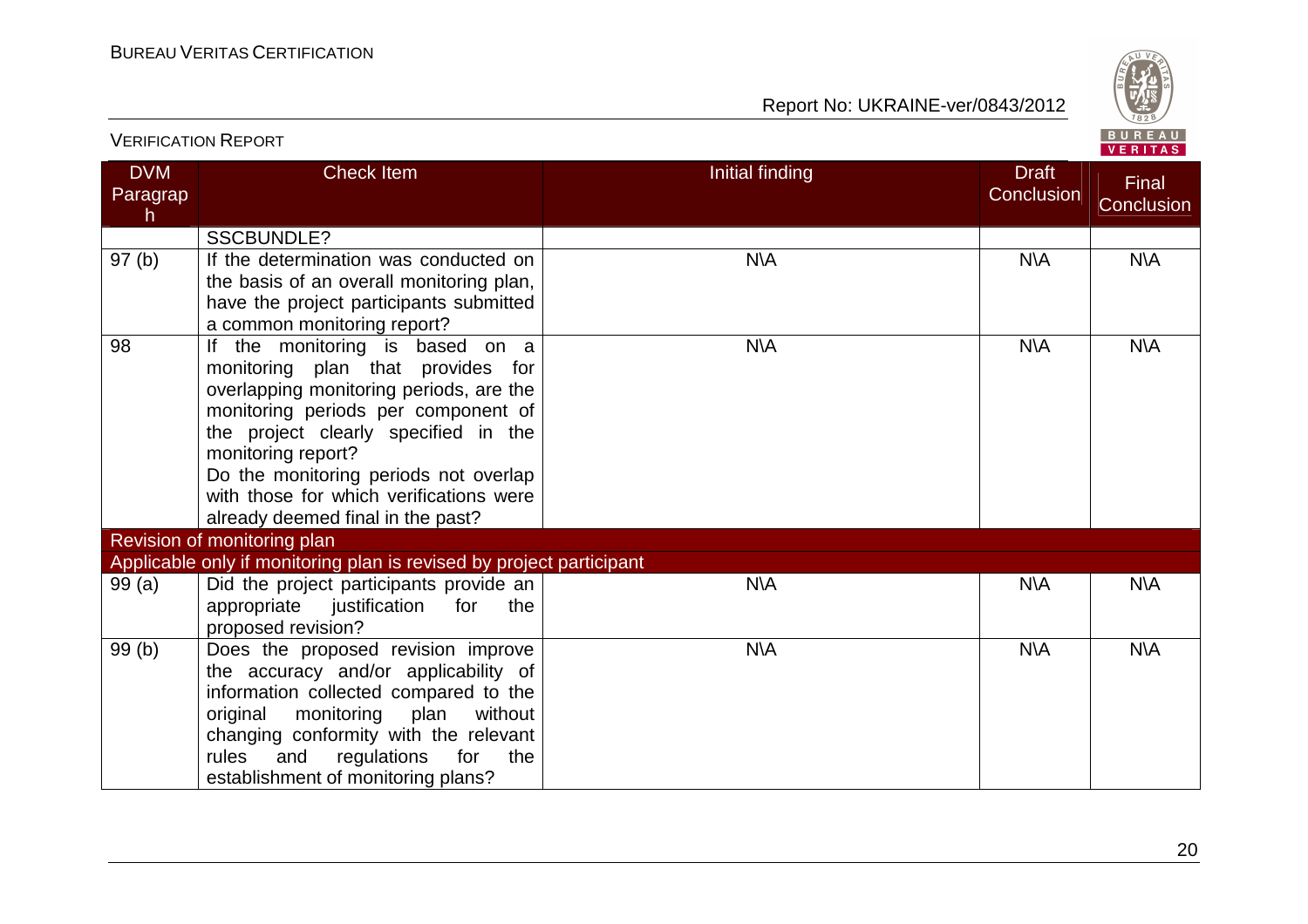| DVM Paragraph | Check Item | Initial finding | Draft Conclusion | Final Conclusion |
|---|---|---|---|---|
| | SSCBUNDLE? | | | |
| 97 (b) | If the determination was conducted on the basis of an overall monitoring plan, have the project participants submitted a common monitoring report? | N\A | N\A | N\A |
| 98 | If the monitoring is based on a monitoring plan that provides for overlapping monitoring periods, are the monitoring periods per component of the project clearly specified in the monitoring report? Do the monitoring periods not overlap with those for which verifications were already deemed final in the past? | N\A | N\A | N\A |
| **Revision of monitoring plan** | | | | |
| **Applicable only if monitoring plan is revised by project participant** | | | | |
| 99 (a) | Did the project participants provide an appropriate justification for the proposed revision? | N\A | N\A | N\A |
| 99 (b) | Does the proposed revision improve the accuracy and/or applicability of information collected compared to the original monitoring plan without changing conformity with the relevant rules and regulations for the establishment of monitoring plans? | N\A | N\A | N\A |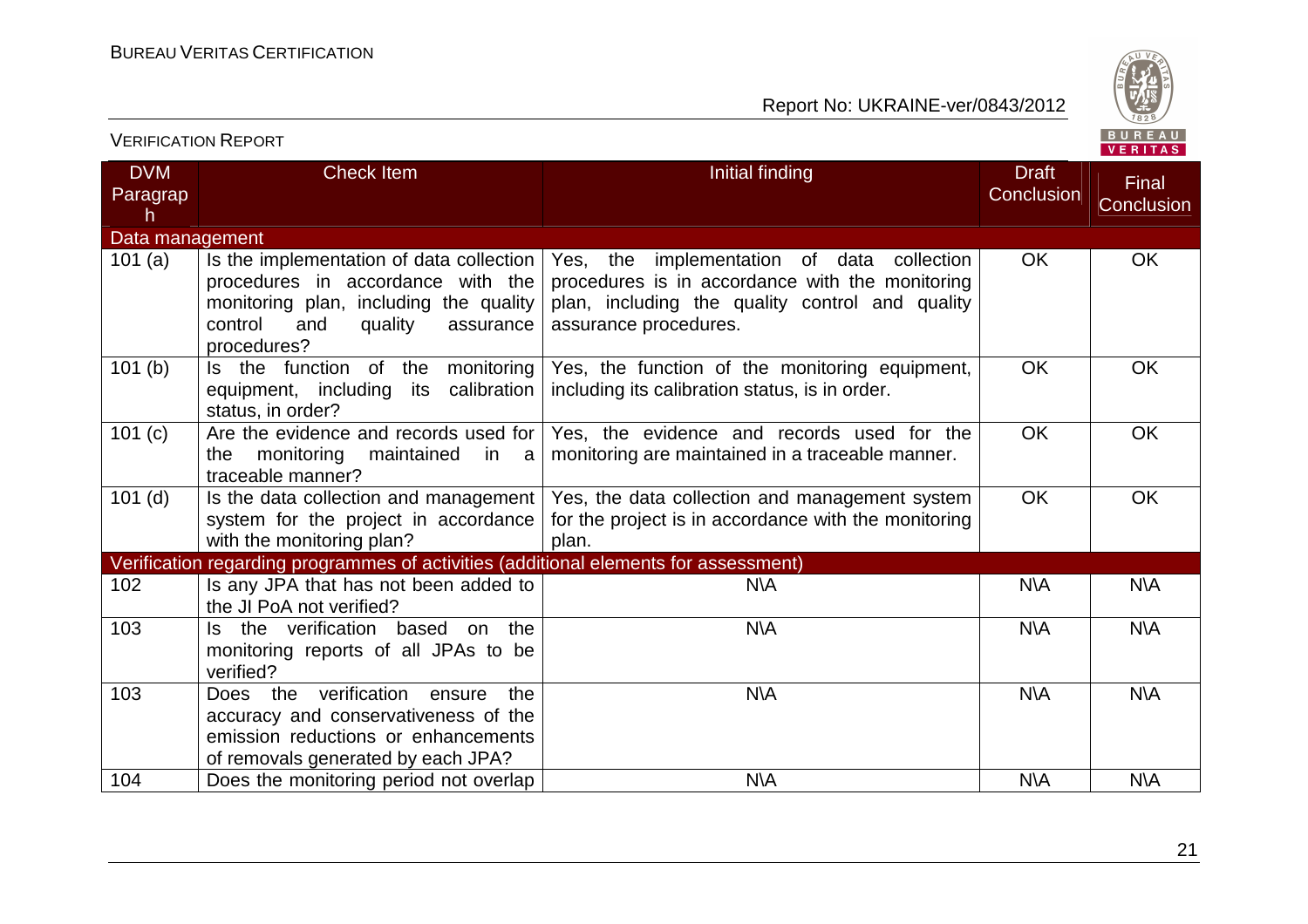| DVM Paragraph | Check Item | Initial finding | Draft Conclusion | Final Conclusion |
|---|---|---|---|---|
| Data management | | | | |
| 101 (a) | Is the implementation of data collection procedures in accordance with the monitoring plan, including the quality control and quality assurance procedures? | Yes, the implementation of data collection procedures is in accordance with the monitoring plan, including the quality control and quality assurance procedures. | OK | OK |
| 101 (b) | Is the function of the monitoring equipment, including its calibration status, in order? | Yes, the function of the monitoring equipment, including its calibration status, is in order. | OK | OK |
| 101 (c) | Are the evidence and records used for the monitoring maintained in a traceable manner? | Yes, the evidence and records used for the monitoring are maintained in a traceable manner. | OK | OK |
| 101 (d) | Is the data collection and management system for the project in accordance with the monitoring plan? | Yes, the data collection and management system for the project is in accordance with the monitoring plan. | OK | OK |
| Verification regarding programmes of activities (additional elements for assessment) | | | | |
| 102 | Is any JPA that has not been added to the JI PoA not verified? | N\A | N\A | N\A |
| 103 | Is the verification based on the monitoring reports of all JPAs to be verified? | N\A | N\A | N\A |
| 103 | Does the verification ensure the accuracy and conservativeness of the emission reductions or enhancements of removals generated by each JPA? | N\A | N\A | N\A |
| 104 | Does the monitoring period not overlap | N\A | N\A | N\A |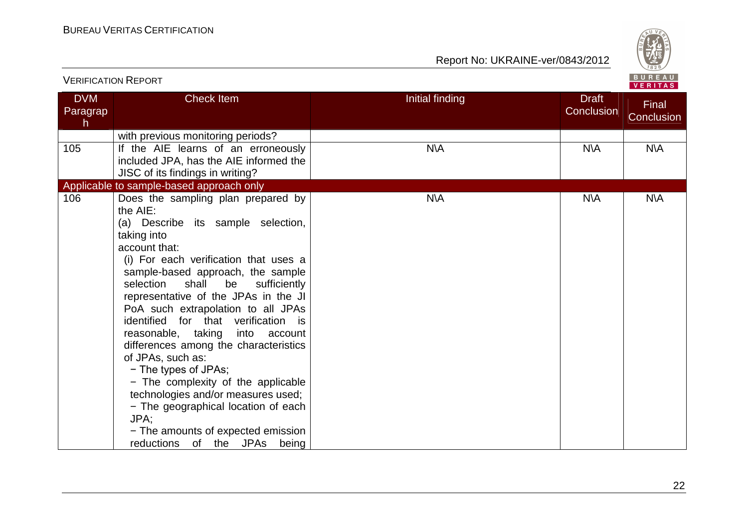| DVM Paragraph | Check Item | Initial finding | Draft Conclusion | Final Conclusion |
|---|---|---|---|---|
| | with previous monitoring periods? | | | |
| 105 | If the AIE learns of an erroneously included JPA, has the AIE informed the JISC of its findings in writing? | N\A | N\A | N\A |
| Applicable to sample-based approach only | | | | |
| 106 | Does the sampling plan prepared by the AIE:<br>(a) Describe its sample selection, taking into account that:<br>(i) For each verification that uses a sample-based approach, the sample selection shall be sufficiently representative of the JPAs in the JI PoA such extrapolation to all JPAs identified for that verification is reasonable, taking into account differences among the characteristics of JPAs, such as:<br>− The types of JPAs;<br>− The complexity of the applicable technologies and/or measures used;<br>− The geographical location of each JPA;<br>− The amounts of expected emission reductions of the JPAs being | N\A | N\A | N\A |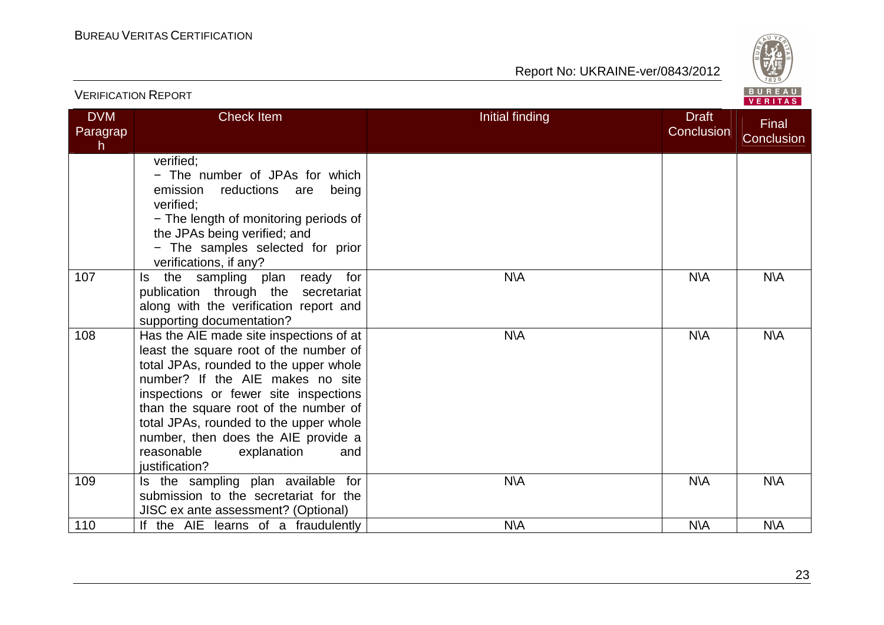| DVM Paragraph | Check Item | Initial finding | Draft Conclusion | Final Conclusion |
|---|---|---|---|---|
| | verified;<br>− The number of JPAs for which emission reductions are being verified;<br>− The length of monitoring periods of the JPAs being verified; and<br>− The samples selected for prior verifications, if any? | | | |
| 107 | Is the sampling plan ready for publication through the secretariat along with the verification report and supporting documentation? | N\A | N\A | N\A |
| 108 | Has the AIE made site inspections of at least the square root of the number of total JPAs, rounded to the upper whole number? If the AIE makes no site inspections or fewer site inspections than the square root of the number of total JPAs, rounded to the upper whole number, then does the AIE provide a reasonable explanation and justification? | N\A | N\A | N\A |
| 109 | Is the sampling plan available for submission to the secretariat for the JISC ex ante assessment? (Optional) | N\A | N\A | N\A |
| 110 | If the AIE learns of a fraudulently | N\A | N\A | N\A |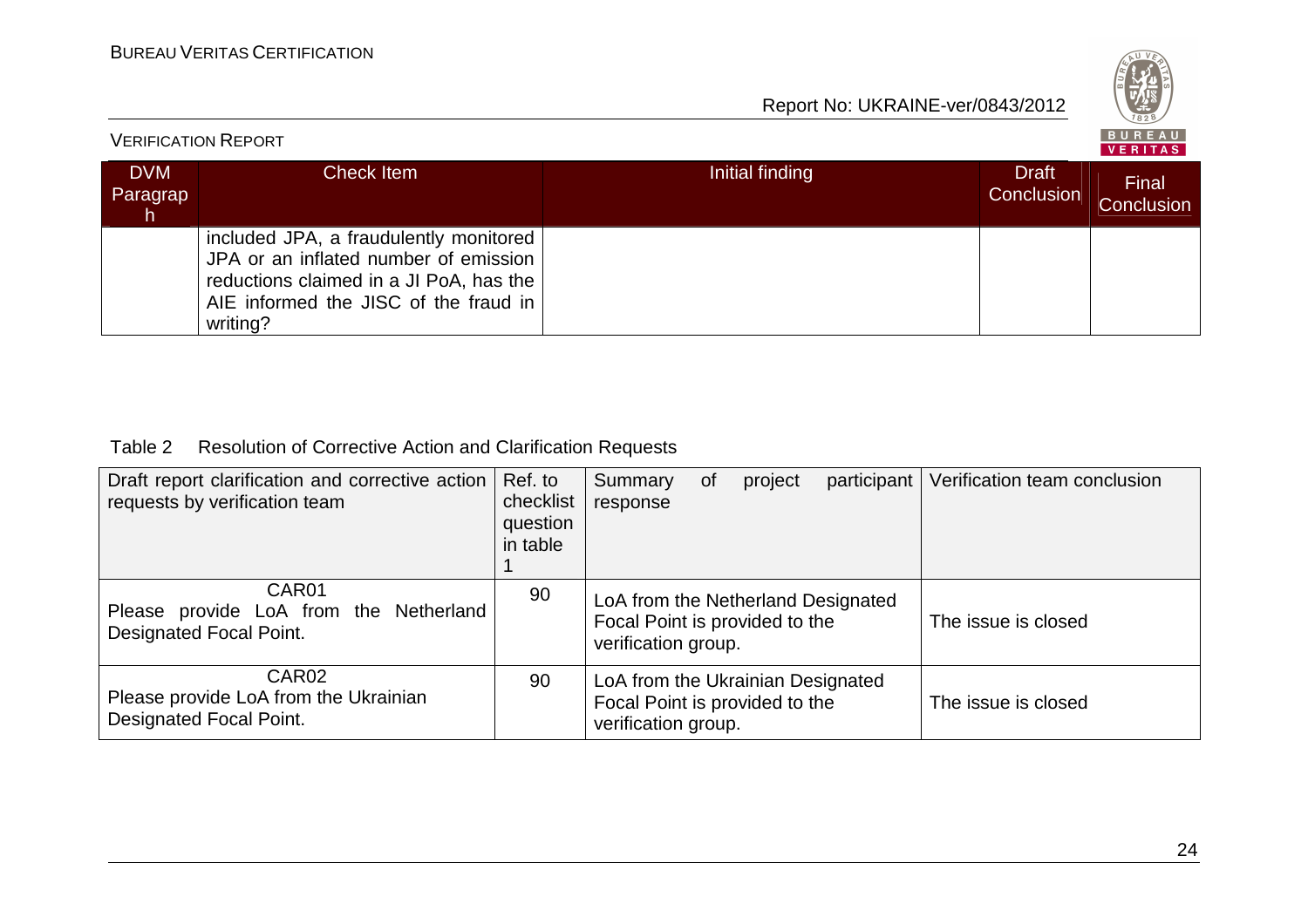| DVM Paragraph | Check Item | Initial finding | Draft Conclusion | Final Conclusion |
|---|---|---|---|---|
| | included JPA, a fraudulently monitored JPA or an inflated number of emission reductions claimed in a JI PoA, has the AIE informed the JISC of the fraud in writing? | | | |

Table 2 Resolution of Corrective Action and Clarification Requests

| Draft report clarification and corrective action requests by verification team | Ref. to checklist question in table 1 | Summary of project participant response | Verification team conclusion |
|---|---|---|---|
| CAR01<br>Please provide LoA from the Netherland Designated Focal Point. | 90 | LoA from the Netherland Designated Focal Point is provided to the verification group. | The issue is closed |
| CAR02<br>Please provide LoA from the Ukrainian Designated Focal Point. | 90 | LoA from the Ukrainian Designated Focal Point is provided to the verification group. | The issue is closed |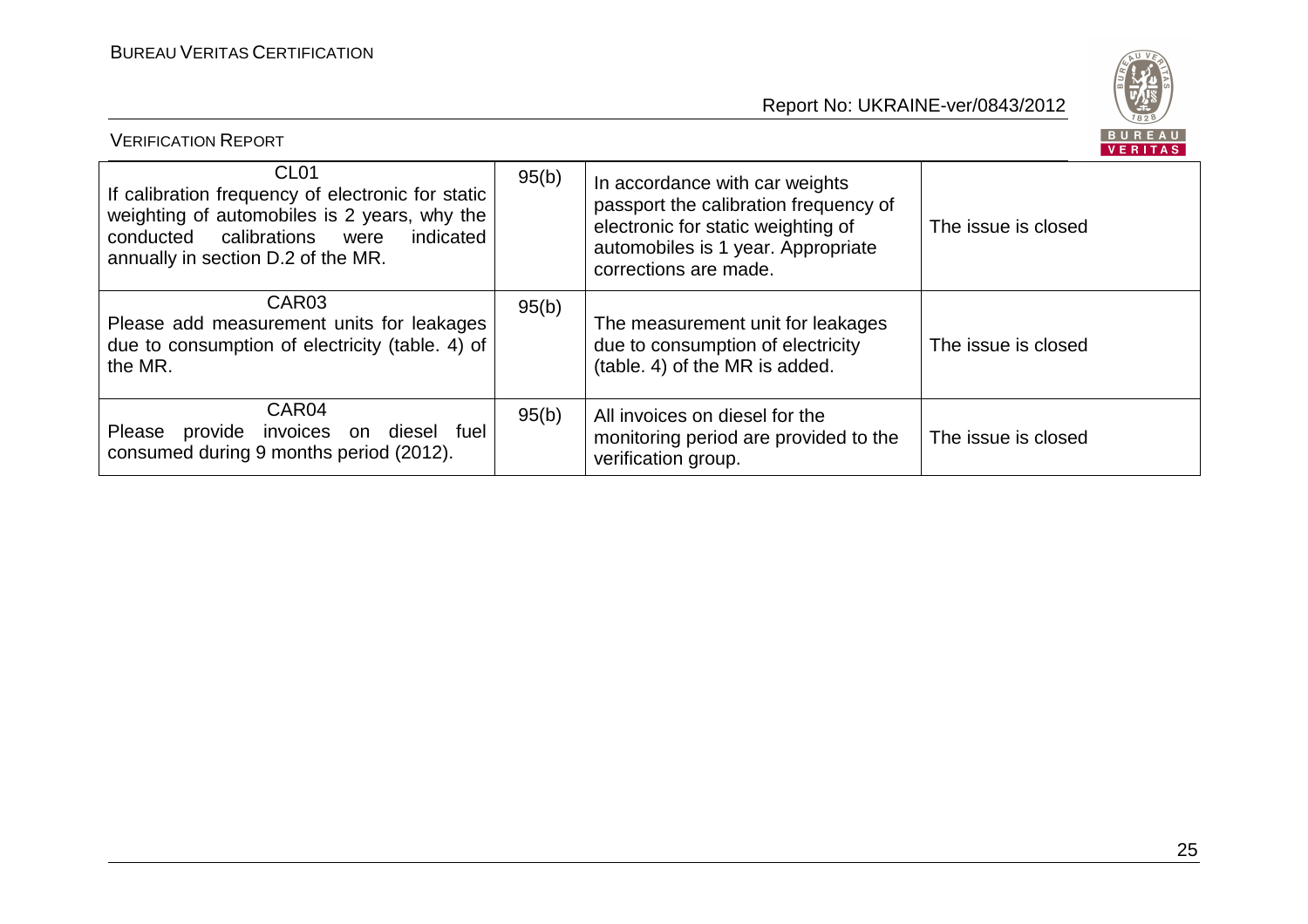| | | | |
|---|---|---|---|
| CL01<br>If calibration frequency of electronic for static weighting of automobiles is 2 years, why the conducted calibrations were indicated annually in section D.2 of the MR. | 95(b) | In accordance with car weights passport the calibration frequency of electronic for static weighting of automobiles is 1 year. Appropriate corrections are made. | The issue is closed |
| CAR03<br>Please add measurement units for leakages due to consumption of electricity (table. 4) of the MR. | 95(b) | The measurement unit for leakages due to consumption of electricity (table. 4) of the MR is added. | The issue is closed |
| CAR04<br>Please provide invoices on diesel fuel consumed during 9 months period (2012). | 95(b) | All invoices on diesel for the monitoring period are provided to the verification group. | The issue is closed |